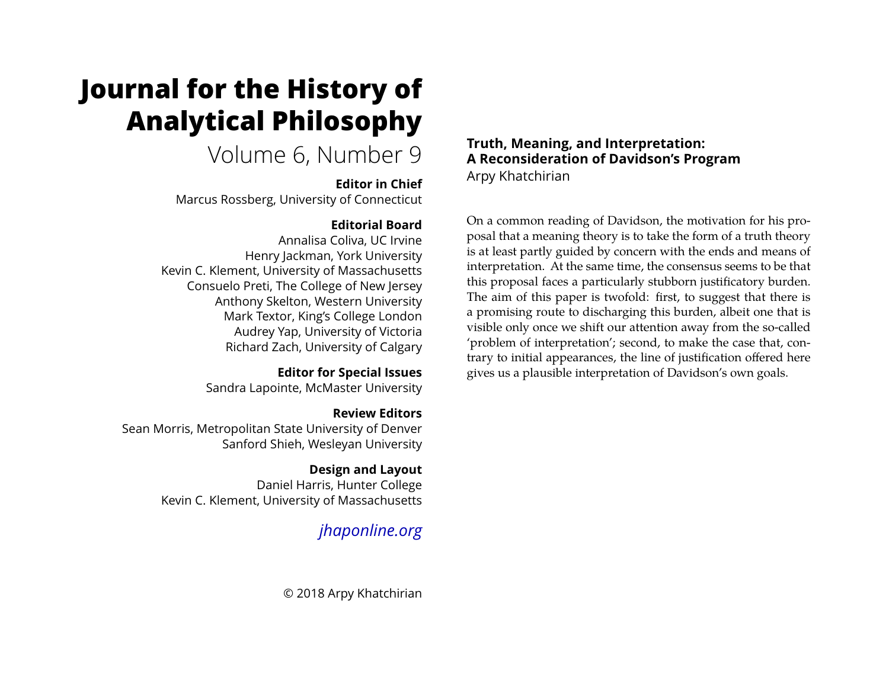# Journal for the History of Analytical Philosophy

Volume 6, Number 9

**Editor in Chief**

Marcus Rossberg, University of Connecticut

**Editorial Board**

Annalisa Coliva, UC Irvine
Henry Jackman, York University
Kevin C. Klement, University of Massachusetts
Consuelo Preti, The College of New Jersey
Anthony Skelton, Western University
Mark Textor, King's College London
Audrey Yap, University of Victoria
Richard Zach, University of Calgary

**Editor for Special Issues**

Sandra Lapointe, McMaster University

**Review Editors**

Sean Morris, Metropolitan State University of Denver
Sanford Shieh, Wesleyan University

**Design and Layout**

Daniel Harris, Hunter College
Kevin C. Klement, University of Massachusetts

*jhaponline.org*

© 2018 Arpy Khatchirian

## Truth, Meaning, and Interpretation: A Reconsideration of Davidson's Program

Arpy Khatchirian

On a common reading of Davidson, the motivation for his proposal that a meaning theory is to take the form of a truth theory is at least partly guided by concern with the ends and means of interpretation. At the same time, the consensus seems to be that this proposal faces a particularly stubborn justificatory burden. The aim of this paper is twofold: first, to suggest that there is a promising route to discharging this burden, albeit one that is visible only once we shift our attention away from the so-called 'problem of interpretation'; second, to make the case that, contrary to initial appearances, the line of justification offered here gives us a plausible interpretation of Davidson's own goals.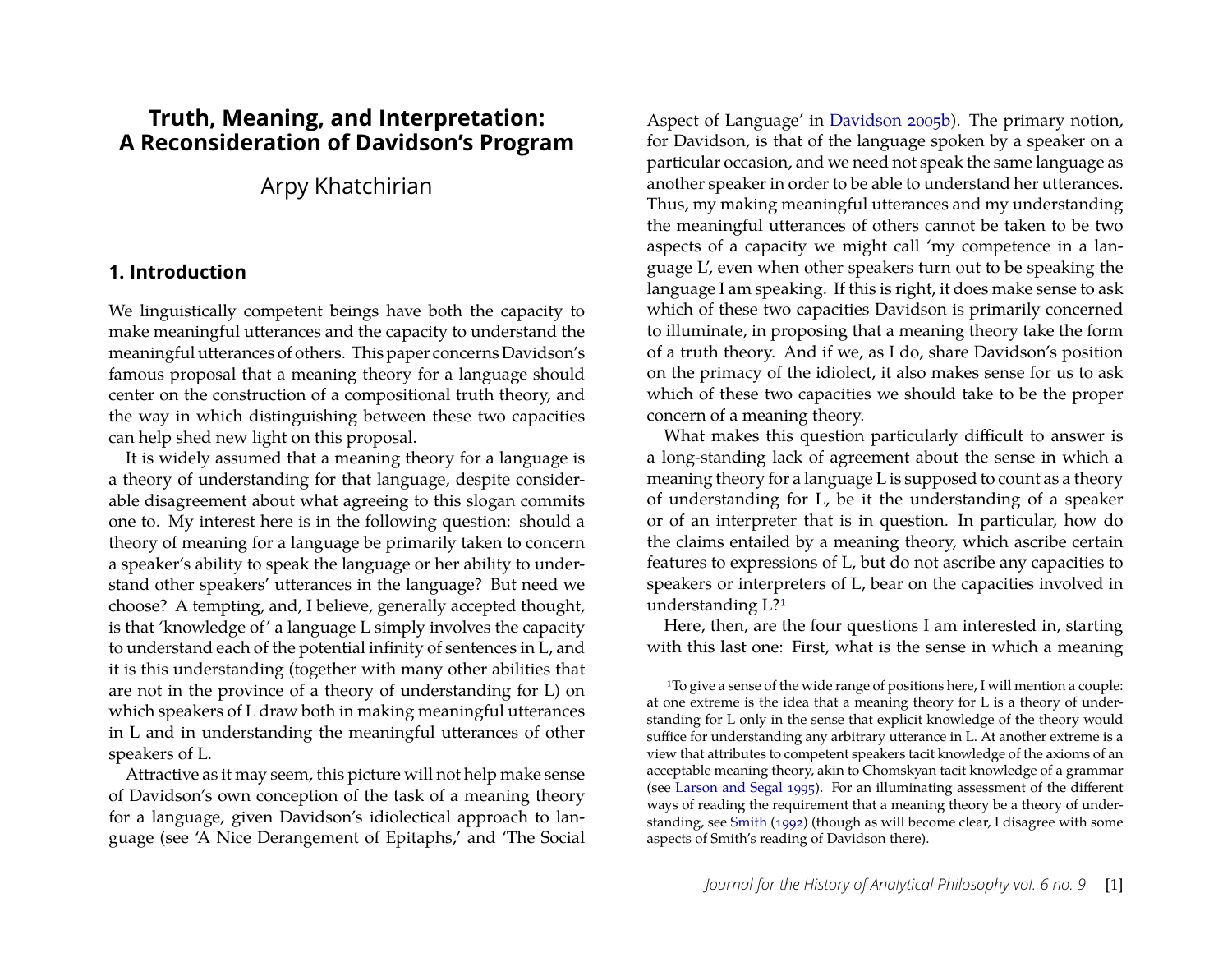# Truth, Meaning, and Interpretation: A Reconsideration of Davidson's Program

Arpy Khatchirian

## 1. Introduction

We linguistically competent beings have both the capacity to make meaningful utterances and the capacity to understand the meaningful utterances of others. This paper concerns Davidson's famous proposal that a meaning theory for a language should center on the construction of a compositional truth theory, and the way in which distinguishing between these two capacities can help shed new light on this proposal.

It is widely assumed that a meaning theory for a language is a theory of understanding for that language, despite considerable disagreement about what agreeing to this slogan commits one to. My interest here is in the following question: should a theory of meaning for a language be primarily taken to concern a speaker's ability to speak the language or her ability to understand other speakers' utterances in the language? But need we choose? A tempting, and, I believe, generally accepted thought, is that 'knowledge of' a language L simply involves the capacity to understand each of the potential infinity of sentences in L, and it is this understanding (together with many other abilities that are not in the province of a theory of understanding for L) on which speakers of L draw both in making meaningful utterances in L and in understanding the meaningful utterances of other speakers of L.

Attractive as it may seem, this picture will not help make sense of Davidson's own conception of the task of a meaning theory for a language, given Davidson's idiolectical approach to language (see 'A Nice Derangement of Epitaphs,' and 'The Social Aspect of Language' in Davidson 2005b). The primary notion, for Davidson, is that of the language spoken by a speaker on a particular occasion, and we need not speak the same language as another speaker in order to be able to understand her utterances. Thus, my making meaningful utterances and my understanding the meaningful utterances of others cannot be taken to be two aspects of a capacity we might call 'my competence in a language L', even when other speakers turn out to be speaking the language I am speaking. If this is right, it does make sense to ask which of these two capacities Davidson is primarily concerned to illuminate, in proposing that a meaning theory take the form of a truth theory. And if we, as I do, share Davidson's position on the primacy of the idiolect, it also makes sense for us to ask which of these two capacities we should take to be the proper concern of a meaning theory.

What makes this question particularly difficult to answer is a long-standing lack of agreement about the sense in which a meaning theory for a language L is supposed to count as a theory of understanding for L, be it the understanding of a speaker or of an interpreter that is in question. In particular, how do the claims entailed by a meaning theory, which ascribe certain features to expressions of L, but do not ascribe any capacities to speakers or interpreters of L, bear on the capacities involved in understanding L?[1]

Here, then, are the four questions I am interested in, starting with this last one: First, what is the sense in which a meaning

[1] To give a sense of the wide range of positions here, I will mention a couple: at one extreme is the idea that a meaning theory for L is a theory of understanding for L only in the sense that explicit knowledge of the theory would suffice for understanding any arbitrary utterance in L. At another extreme is a view that attributes to competent speakers tacit knowledge of the axioms of an acceptable meaning theory, akin to Chomskyan tacit knowledge of a grammar (see Larson and Segal 1995). For an illuminating assessment of the different ways of reading the requirement that a meaning theory be a theory of understanding, see Smith (1992) (though as will become clear, I disagree with some aspects of Smith's reading of Davidson there).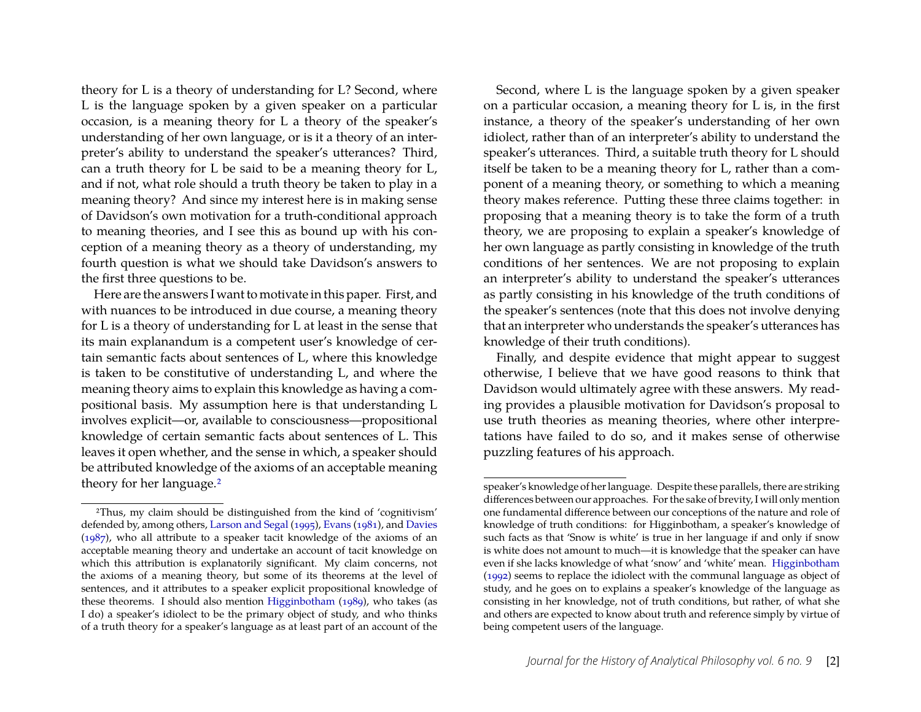theory for L is a theory of understanding for L? Second, where L is the language spoken by a given speaker on a particular occasion, is a meaning theory for L a theory of the speaker's understanding of her own language, or is it a theory of an interpreter's ability to understand the speaker's utterances? Third, can a truth theory for L be said to be a meaning theory for L, and if not, what role should a truth theory be taken to play in a meaning theory? And since my interest here is in making sense of Davidson's own motivation for a truth-conditional approach to meaning theories, and I see this as bound up with his conception of a meaning theory as a theory of understanding, my fourth question is what we should take Davidson's answers to the first three questions to be.

Here are the answers I want to motivate in this paper. First, and with nuances to be introduced in due course, a meaning theory for L is a theory of understanding for L at least in the sense that its main explanandum is a competent user's knowledge of certain semantic facts about sentences of L, where this knowledge is taken to be constitutive of understanding L, and where the meaning theory aims to explain this knowledge as having a compositional basis. My assumption here is that understanding L involves explicit—or, available to consciousness—propositional knowledge of certain semantic facts about sentences of L. This leaves it open whether, and the sense in which, a speaker should be attributed knowledge of the axioms of an acceptable meaning theory for her language.[2]

Second, where L is the language spoken by a given speaker on a particular occasion, a meaning theory for L is, in the first instance, a theory of the speaker's understanding of her own idiolect, rather than of an interpreter's ability to understand the speaker's utterances. Third, a suitable truth theory for L should itself be taken to be a meaning theory for L, rather than a component of a meaning theory, or something to which a meaning theory makes reference. Putting these three claims together: in proposing that a meaning theory is to take the form of a truth theory, we are proposing to explain a speaker's knowledge of her own language as partly consisting in knowledge of the truth conditions of her sentences. We are not proposing to explain an interpreter's ability to understand the speaker's utterances as partly consisting in his knowledge of the truth conditions of the speaker's sentences (note that this does not involve denying that an interpreter who understands the speaker's utterances has knowledge of their truth conditions).

Finally, and despite evidence that might appear to suggest otherwise, I believe that we have good reasons to think that Davidson would ultimately agree with these answers. My reading provides a plausible motivation for Davidson's proposal to use truth theories as meaning theories, where other interpretations have failed to do so, and it makes sense of otherwise puzzling features of his approach.

[2] Thus, my claim should be distinguished from the kind of 'cognitivism' defended by, among others, Larson and Segal (1995), Evans (1981), and Davies (1987), who all attribute to a speaker tacit knowledge of the axioms of an acceptable meaning theory and undertake an account of tacit knowledge on which this attribution is explanatorily significant. My claim concerns, not the axioms of a meaning theory, but some of its theorems at the level of sentences, and it attributes to a speaker explicit propositional knowledge of these theorems. I should also mention Higginbotham (1989), who takes (as I do) a speaker's idiolect to be the primary object of study, and who thinks of a truth theory for a speaker's language as at least part of an account of the speaker's knowledge of her language. Despite these parallels, there are striking differences between our approaches. For the sake of brevity, I will only mention one fundamental difference between our conceptions of the nature and role of knowledge of truth conditions: for Higginbotham, a speaker's knowledge of such facts as that 'Snow is white' is true in her language if and only if snow is white does not amount to much—it is knowledge that the speaker can have even if she lacks knowledge of what 'snow' and 'white' mean. Higginbotham (1992) seems to replace the idiolect with the communal language as object of study, and he goes on to explains a speaker's knowledge of the language as consisting in her knowledge, not of truth conditions, but rather, of what she and others are expected to know about truth and reference simply by virtue of being competent users of the language.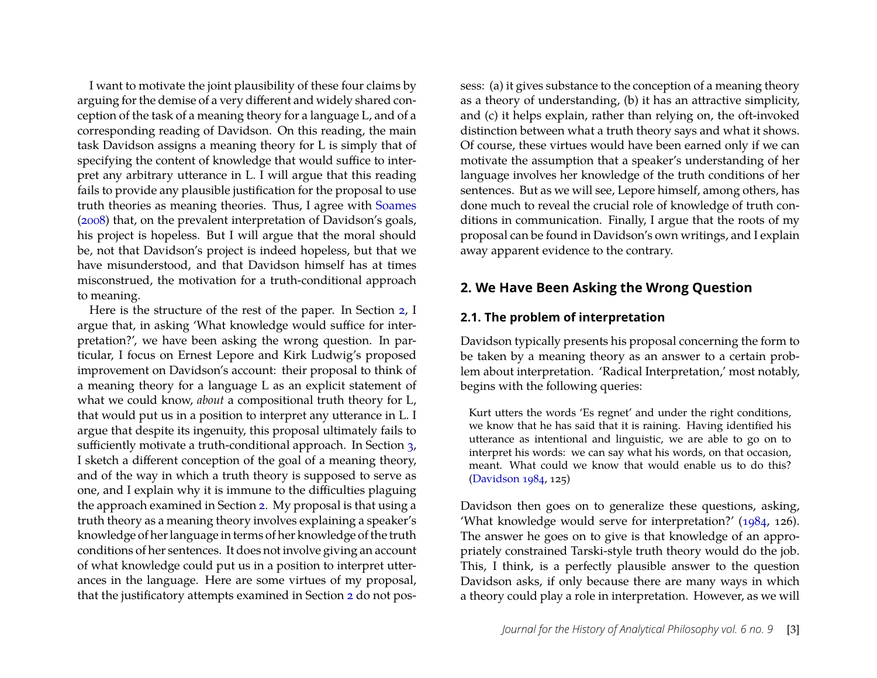I want to motivate the joint plausibility of these four claims by arguing for the demise of a very different and widely shared conception of the task of a meaning theory for a language L, and of a corresponding reading of Davidson. On this reading, the main task Davidson assigns a meaning theory for L is simply that of specifying the content of knowledge that would suffice to interpret any arbitrary utterance in L. I will argue that this reading fails to provide any plausible justification for the proposal to use truth theories as meaning theories. Thus, I agree with Soames (2008) that, on the prevalent interpretation of Davidson's goals, his project is hopeless. But I will argue that the moral should be, not that Davidson's project is indeed hopeless, but that we have misunderstood, and that Davidson himself has at times misconstrued, the motivation for a truth-conditional approach to meaning.

Here is the structure of the rest of the paper. In Section 2, I argue that, in asking 'What knowledge would suffice for interpretation?', we have been asking the wrong question. In particular, I focus on Ernest Lepore and Kirk Ludwig's proposed improvement on Davidson's account: their proposal to think of a meaning theory for a language L as an explicit statement of what we could know, *about* a compositional truth theory for L, that would put us in a position to interpret any utterance in L. I argue that despite its ingenuity, this proposal ultimately fails to sufficiently motivate a truth-conditional approach. In Section 3, I sketch a different conception of the goal of a meaning theory, and of the way in which a truth theory is supposed to serve as one, and I explain why it is immune to the difficulties plaguing the approach examined in Section 2. My proposal is that using a truth theory as a meaning theory involves explaining a speaker's knowledge of her language in terms of her knowledge of the truth conditions of her sentences. It does not involve giving an account of what knowledge could put us in a position to interpret utterances in the language. Here are some virtues of my proposal, that the justificatory attempts examined in Section 2 do not possess: (a) it gives substance to the conception of a meaning theory as a theory of understanding, (b) it has an attractive simplicity, and (c) it helps explain, rather than relying on, the oft-invoked distinction between what a truth theory says and what it shows. Of course, these virtues would have been earned only if we can motivate the assumption that a speaker's understanding of her language involves her knowledge of the truth conditions of her sentences. But as we will see, Lepore himself, among others, has done much to reveal the crucial role of knowledge of truth conditions in communication. Finally, I argue that the roots of my proposal can be found in Davidson's own writings, and I explain away apparent evidence to the contrary.

## 2. We Have Been Asking the Wrong Question

### 2.1. The problem of interpretation

Davidson typically presents his proposal concerning the form to be taken by a meaning theory as an answer to a certain problem about interpretation. 'Radical Interpretation,' most notably, begins with the following queries:

> Kurt utters the words 'Es regnet' and under the right conditions, we know that he has said that it is raining. Having identified his utterance as intentional and linguistic, we are able to go on to interpret his words: we can say what his words, on that occasion, meant. What could we know that would enable us to do this? (Davidson 1984, 125)

Davidson then goes on to generalize these questions, asking, 'What knowledge would serve for interpretation?' (1984, 126). The answer he goes on to give is that knowledge of an appropriately constrained Tarski-style truth theory would do the job. This, I think, is a perfectly plausible answer to the question Davidson asks, if only because there are many ways in which a theory could play a role in interpretation. However, as we will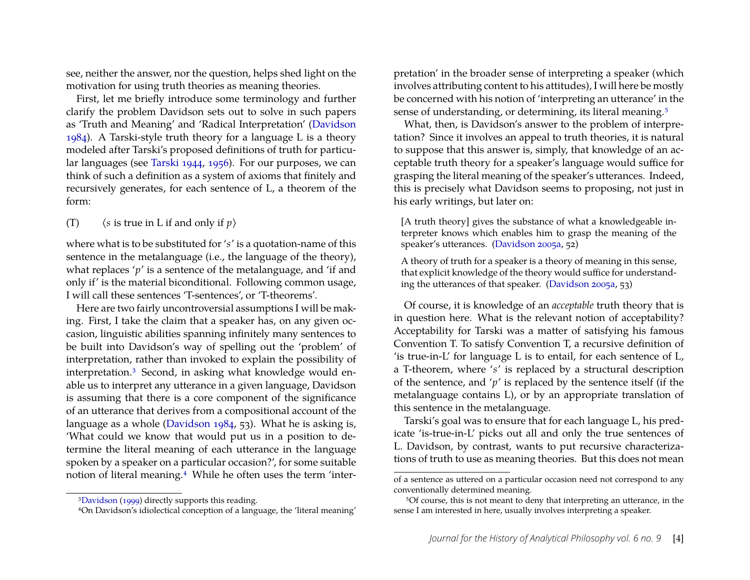see, neither the answer, nor the question, helps shed light on the motivation for using truth theories as meaning theories.

First, let me briefly introduce some terminology and further clarify the problem Davidson sets out to solve in such papers as 'Truth and Meaning' and 'Radical Interpretation' (Davidson 1984). A Tarski-style truth theory for a language L is a theory modeled after Tarski's proposed definitions of truth for particular languages (see Tarski 1944, 1956). For our purposes, we can think of such a definition as a system of axioms that finitely and recursively generates, for each sentence of L, a theorem of the form:

(T) $\langle s$ is true in L if and only if $p\rangle$

where what is to be substituted for '*s*' is a quotation-name of this sentence in the metalanguage (i.e., the language of the theory), what replaces '*p*' is a sentence of the metalanguage, and 'if and only if' is the material biconditional. Following common usage, I will call these sentences 'T-sentences', or 'T-theorems'.

Here are two fairly uncontroversial assumptions I will be making. First, I take the claim that a speaker has, on any given occasion, linguistic abilities spanning infinitely many sentences to be built into Davidson's way of spelling out the 'problem' of interpretation, rather than invoked to explain the possibility of interpretation.[3] Second, in asking what knowledge would enable us to interpret any utterance in a given language, Davidson is assuming that there is a core component of the significance of an utterance that derives from a compositional account of the language as a whole (Davidson 1984, 53). What he is asking is, 'What could we know that would put us in a position to determine the literal meaning of each utterance in the language spoken by a speaker on a particular occasion?', for some suitable notion of literal meaning.[4] While he often uses the term 'interpretation' in the broader sense of interpreting a speaker (which involves attributing content to his attitudes), I will here be mostly be concerned with his notion of 'interpreting an utterance' in the sense of understanding, or determining, its literal meaning.[5]

What, then, is Davidson's answer to the problem of interpretation? Since it involves an appeal to truth theories, it is natural to suppose that this answer is, simply, that knowledge of an acceptable truth theory for a speaker's language would suffice for grasping the literal meaning of the speaker's utterances. Indeed, this is precisely what Davidson seems to proposing, not just in his early writings, but later on:

> [A truth theory] gives the substance of what a knowledgeable interpreter knows which enables him to grasp the meaning of the speaker's utterances. (Davidson 2005a, 52)

> A theory of truth for a speaker is a theory of meaning in this sense, that explicit knowledge of the theory would suffice for understanding the utterances of that speaker. (Davidson 2005a, 53)

Of course, it is knowledge of an *acceptable* truth theory that is in question here. What is the relevant notion of acceptability? Acceptability for Tarski was a matter of satisfying his famous Convention T. To satisfy Convention T, a recursive definition of 'is true-in-L' for language L is to entail, for each sentence of L, a T-theorem, where '*s*' is replaced by a structural description of the sentence, and '*p*' is replaced by the sentence itself (if the metalanguage contains L), or by an appropriate translation of this sentence in the metalanguage.

Tarski's goal was to ensure that for each language L, his predicate 'is-true-in-L' picks out all and only the true sentences of L. Davidson, by contrast, wants to put recursive characterizations of truth to use as meaning theories. But this does not mean

---

[3] Davidson (1999) directly supports this reading.

[4] On Davidson's idiolectical conception of a language, the 'literal meaning' of a sentence as uttered on a particular occasion need not correspond to any conventionally determined meaning.

[5] Of course, this is not meant to deny that interpreting an utterance, in the sense I am interested in here, usually involves interpreting a speaker.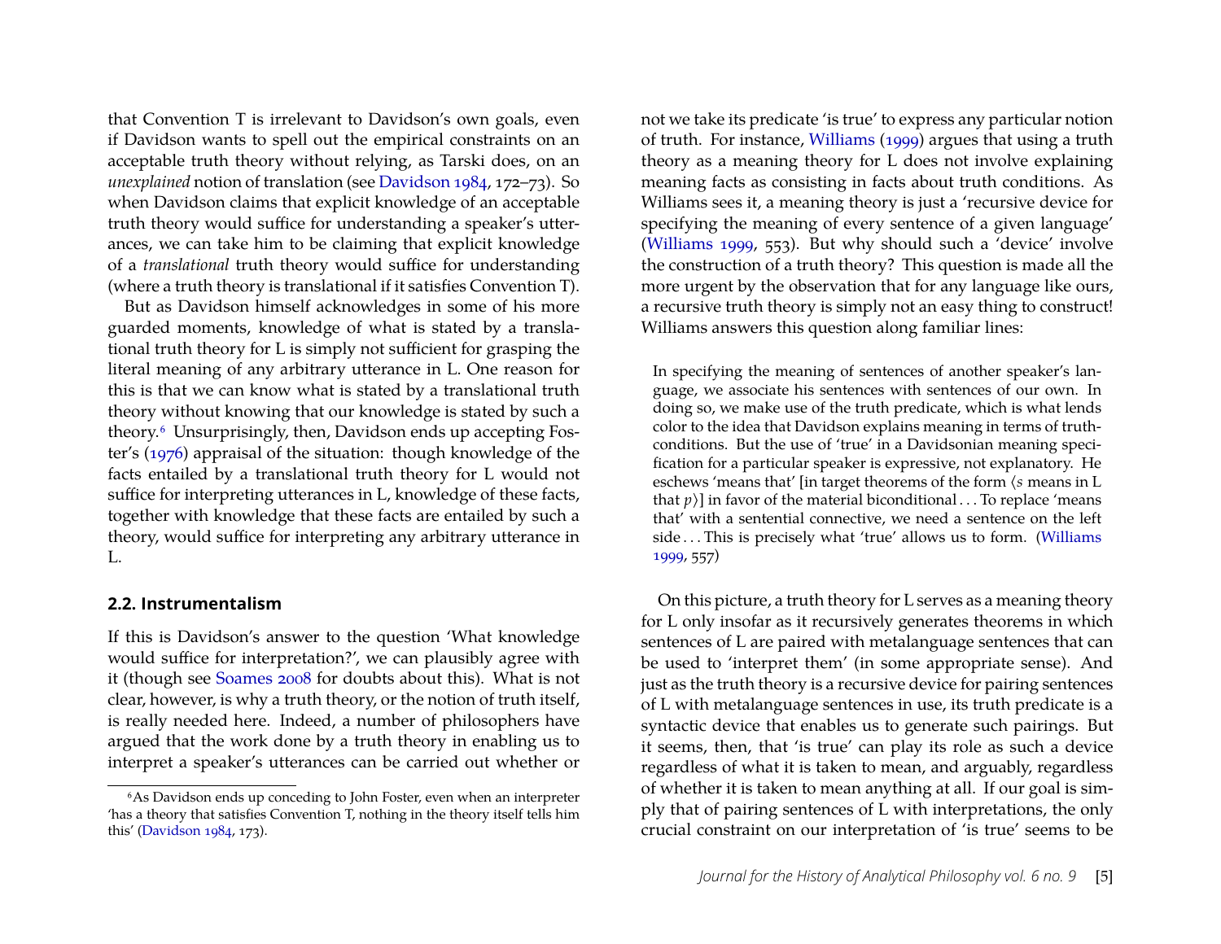that Convention T is irrelevant to Davidson's own goals, even if Davidson wants to spell out the empirical constraints on an acceptable truth theory without relying, as Tarski does, on an *unexplained* notion of translation (see Davidson 1984, 172–73). So when Davidson claims that explicit knowledge of an acceptable truth theory would suffice for understanding a speaker's utterances, we can take him to be claiming that explicit knowledge of a *translational* truth theory would suffice for understanding (where a truth theory is translational if it satisfies Convention T).

But as Davidson himself acknowledges in some of his more guarded moments, knowledge of what is stated by a translational truth theory for L is simply not sufficient for grasping the literal meaning of any arbitrary utterance in L. One reason for this is that we can know what is stated by a translational truth theory without knowing that our knowledge is stated by such a theory.[6] Unsurprisingly, then, Davidson ends up accepting Foster's (1976) appraisal of the situation: though knowledge of the facts entailed by a translational truth theory for L would not suffice for interpreting utterances in L, knowledge of these facts, together with knowledge that these facts are entailed by such a theory, would suffice for interpreting any arbitrary utterance in L.

## 2.2. Instrumentalism

If this is Davidson's answer to the question 'What knowledge would suffice for interpretation?', we can plausibly agree with it (though see Soames 2008 for doubts about this). What is not clear, however, is why a truth theory, or the notion of truth itself, is really needed here. Indeed, a number of philosophers have argued that the work done by a truth theory in enabling us to interpret a speaker's utterances can be carried out whether or not we take its predicate 'is true' to express any particular notion of truth. For instance, Williams (1999) argues that using a truth theory as a meaning theory for L does not involve explaining meaning facts as consisting in facts about truth conditions. As Williams sees it, a meaning theory is just a 'recursive device for specifying the meaning of every sentence of a given language' (Williams 1999, 553). But why should such a 'device' involve the construction of a truth theory? This question is made all the more urgent by the observation that for any language like ours, a recursive truth theory is simply not an easy thing to construct! Williams answers this question along familiar lines:

> In specifying the meaning of sentences of another speaker's language, we associate his sentences with sentences of our own. In doing so, we make use of the truth predicate, which is what lends color to the idea that Davidson explains meaning in terms of truth-conditions. But the use of 'true' in a Davidsonian meaning specification for a particular speaker is expressive, not explanatory. He eschews 'means that' [in target theorems of the form ⟨*s* means in L that *p*⟩] in favor of the material biconditional . . . To replace 'means that' with a sentential connective, we need a sentence on the left side . . . This is precisely what 'true' allows us to form. (Williams 1999, 557)

On this picture, a truth theory for L serves as a meaning theory for L only insofar as it recursively generates theorems in which sentences of L are paired with metalanguage sentences that can be used to 'interpret them' (in some appropriate sense). And just as the truth theory is a recursive device for pairing sentences of L with metalanguage sentences in use, its truth predicate is a syntactic device that enables us to generate such pairings. But it seems, then, that 'is true' can play its role as such a device regardless of what it is taken to mean, and arguably, regardless of whether it is taken to mean anything at all. If our goal is simply that of pairing sentences of L with interpretations, the only crucial constraint on our interpretation of 'is true' seems to be

[6] As Davidson ends up conceding to John Foster, even when an interpreter 'has a theory that satisfies Convention T, nothing in the theory itself tells him this' (Davidson 1984, 173).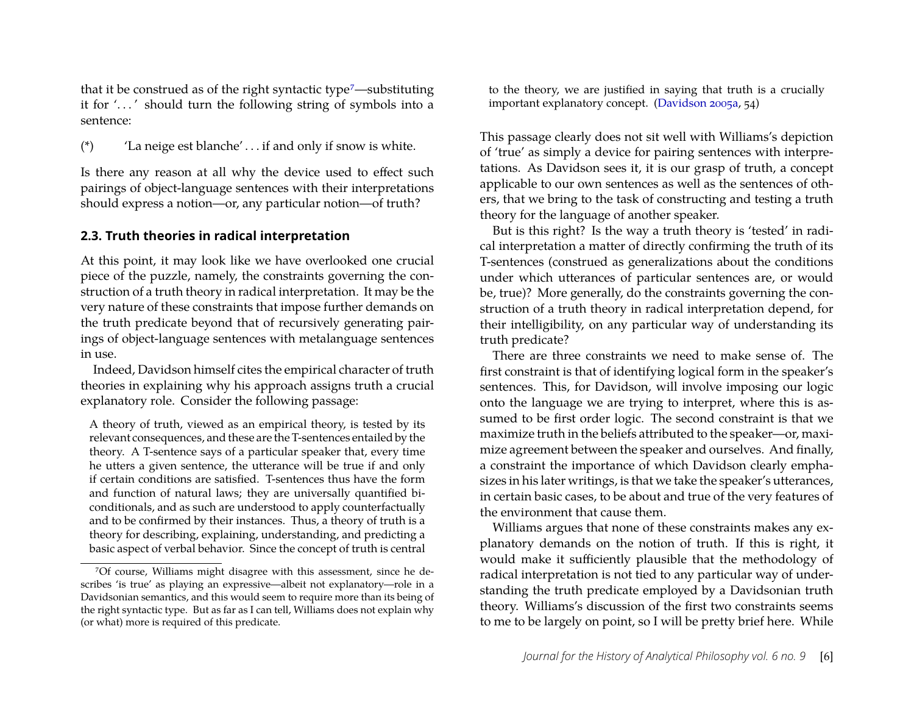that it be construed as of the right syntactic type[7]—substituting it for '. . . ' should turn the following string of symbols into a sentence:

(*) 'La neige est blanche' . . . if and only if snow is white.

Is there any reason at all why the device used to effect such pairings of object-language sentences with their interpretations should express a notion—or, any particular notion—of truth?

### 2.3. Truth theories in radical interpretation

At this point, it may look like we have overlooked one crucial piece of the puzzle, namely, the constraints governing the construction of a truth theory in radical interpretation. It may be the very nature of these constraints that impose further demands on the truth predicate beyond that of recursively generating pairings of object-language sentences with metalanguage sentences in use.

Indeed, Davidson himself cites the empirical character of truth theories in explaining why his approach assigns truth a crucial explanatory role. Consider the following passage:

> A theory of truth, viewed as an empirical theory, is tested by its relevant consequences, and these are the T-sentences entailed by the theory. A T-sentence says of a particular speaker that, every time he utters a given sentence, the utterance will be true if and only if certain conditions are satisfied. T-sentences thus have the form and function of natural laws; they are universally quantified biconditionals, and as such are understood to apply counterfactually and to be confirmed by their instances. Thus, a theory of truth is a theory for describing, explaining, understanding, and predicting a basic aspect of verbal behavior. Since the concept of truth is central to the theory, we are justified in saying that truth is a crucially important explanatory concept. (Davidson 2005a, 54)

This passage clearly does not sit well with Williams's depiction of 'true' as simply a device for pairing sentences with interpretations. As Davidson sees it, it is our grasp of truth, a concept applicable to our own sentences as well as the sentences of others, that we bring to the task of constructing and testing a truth theory for the language of another speaker.

But is this right? Is the way a truth theory is 'tested' in radical interpretation a matter of directly confirming the truth of its T-sentences (construed as generalizations about the conditions under which utterances of particular sentences are, or would be, true)? More generally, do the constraints governing the construction of a truth theory in radical interpretation depend, for their intelligibility, on any particular way of understanding its truth predicate?

There are three constraints we need to make sense of. The first constraint is that of identifying logical form in the speaker's sentences. This, for Davidson, will involve imposing our logic onto the language we are trying to interpret, where this is assumed to be first order logic. The second constraint is that we maximize truth in the beliefs attributed to the speaker—or, maximize agreement between the speaker and ourselves. And finally, a constraint the importance of which Davidson clearly emphasizes in his later writings, is that we take the speaker's utterances, in certain basic cases, to be about and true of the very features of the environment that cause them.

Williams argues that none of these constraints makes any explanatory demands on the notion of truth. If this is right, it would make it sufficiently plausible that the methodology of radical interpretation is not tied to any particular way of understanding the truth predicate employed by a Davidsonian truth theory. Williams's discussion of the first two constraints seems to me to be largely on point, so I will be pretty brief here. While

[7] Of course, Williams might disagree with this assessment, since he describes 'is true' as playing an expressive—albeit not explanatory—role in a Davidsonian semantics, and this would seem to require more than its being of the right syntactic type. But as far as I can tell, Williams does not explain why (or what) more is required of this predicate.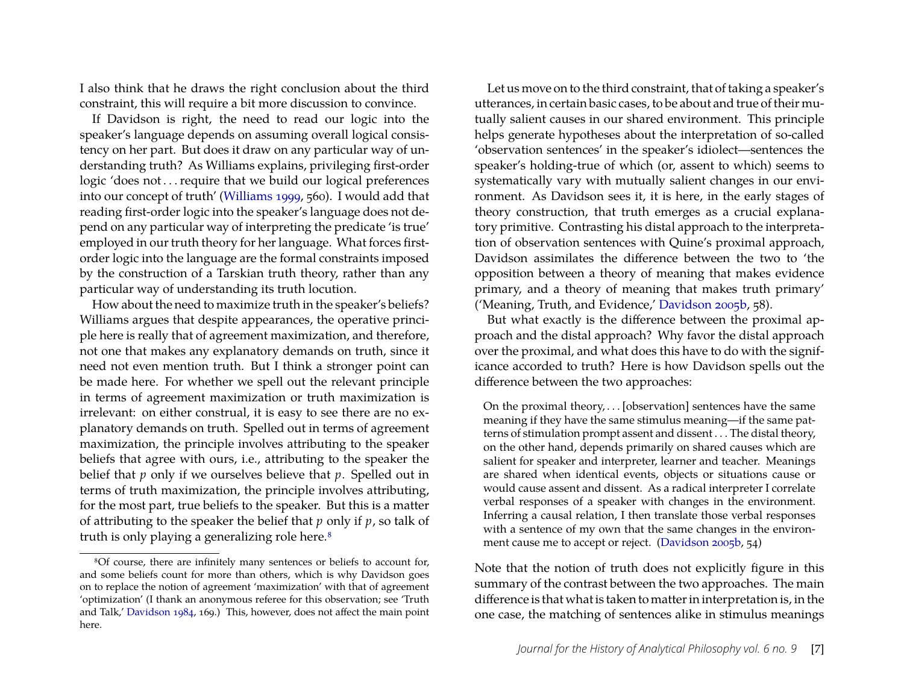I also think that he draws the right conclusion about the third constraint, this will require a bit more discussion to convince.

If Davidson is right, the need to read our logic into the speaker's language depends on assuming overall logical consistency on her part. But does it draw on any particular way of understanding truth? As Williams explains, privileging first-order logic 'does not . . . require that we build our logical preferences into our concept of truth' (Williams 1999, 560). I would add that reading first-order logic into the speaker's language does not depend on any particular way of interpreting the predicate 'is true' employed in our truth theory for her language. What forces first-order logic into the language are the formal constraints imposed by the construction of a Tarskian truth theory, rather than any particular way of understanding its truth locution.

How about the need to maximize truth in the speaker's beliefs? Williams argues that despite appearances, the operative principle here is really that of agreement maximization, and therefore, not one that makes any explanatory demands on truth, since it need not even mention truth. But I think a stronger point can be made here. For whether we spell out the relevant principle in terms of agreement maximization or truth maximization is irrelevant: on either construal, it is easy to see there are no explanatory demands on truth. Spelled out in terms of agreement maximization, the principle involves attributing to the speaker beliefs that agree with ours, i.e., attributing to the speaker the belief that $p$ only if we ourselves believe that $p$. Spelled out in terms of truth maximization, the principle involves attributing, for the most part, true beliefs to the speaker. But this is a matter of attributing to the speaker the belief that $p$ only if $p$, so talk of truth is only playing a generalizing role here.[8]

Let us move on to the third constraint, that of taking a speaker's utterances, in certain basic cases, to be about and true of their mutually salient causes in our shared environment. This principle helps generate hypotheses about the interpretation of so-called 'observation sentences' in the speaker's idiolect—sentences the speaker's holding-true of which (or, assent to which) seems to systematically vary with mutually salient changes in our environment. As Davidson sees it, it is here, in the early stages of theory construction, that truth emerges as a crucial explanatory primitive. Contrasting his distal approach to the interpretation of observation sentences with Quine's proximal approach, Davidson assimilates the difference between the two to 'the opposition between a theory of meaning that makes evidence primary, and a theory of meaning that makes truth primary' ('Meaning, Truth, and Evidence,' Davidson 2005b, 58).

But what exactly is the difference between the proximal approach and the distal approach? Why favor the distal approach over the proximal, and what does this have to do with the significance accorded to truth? Here is how Davidson spells out the difference between the two approaches:

> On the proximal theory, . . . [observation] sentences have the same meaning if they have the same stimulus meaning—if the same patterns of stimulation prompt assent and dissent . . . The distal theory, on the other hand, depends primarily on shared causes which are salient for speaker and interpreter, learner and teacher. Meanings are shared when identical events, objects or situations cause or would cause assent and dissent. As a radical interpreter I correlate verbal responses of a speaker with changes in the environment. Inferring a causal relation, I then translate those verbal responses with a sentence of my own that the same changes in the environment cause me to accept or reject. (Davidson 2005b, 54)

Note that the notion of truth does not explicitly figure in this summary of the contrast between the two approaches. The main difference is that what is taken to matter in interpretation is, in the one case, the matching of sentences alike in stimulus meanings

[8] Of course, there are infinitely many sentences or beliefs to account for, and some beliefs count for more than others, which is why Davidson goes on to replace the notion of agreement 'maximization' with that of agreement 'optimization' (I thank an anonymous referee for this observation; see 'Truth and Talk,' Davidson 1984, 169.) This, however, does not affect the main point here.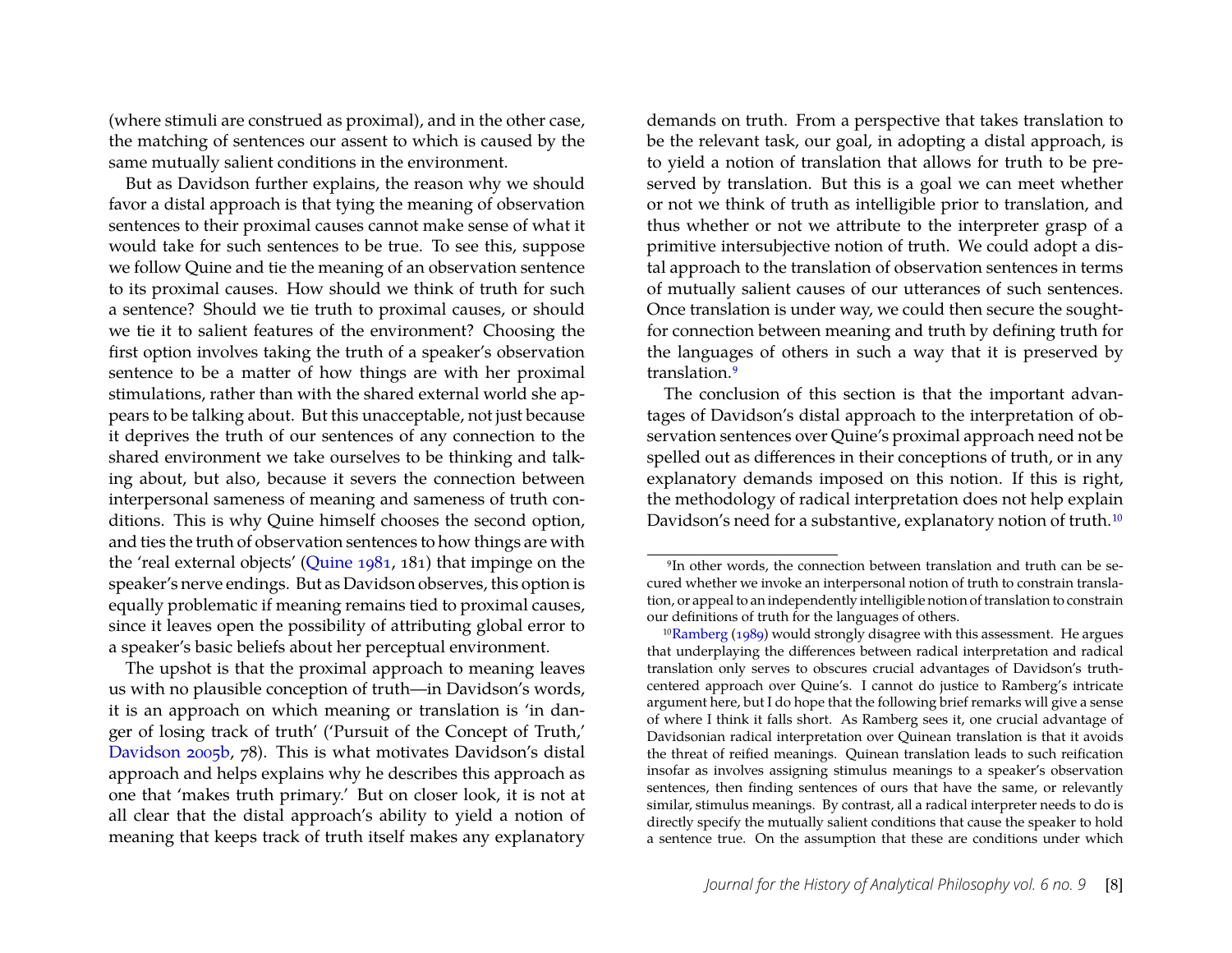(where stimuli are construed as proximal), and in the other case, the matching of sentences our assent to which is caused by the same mutually salient conditions in the environment.

But as Davidson further explains, the reason why we should favor a distal approach is that tying the meaning of observation sentences to their proximal causes cannot make sense of what it would take for such sentences to be true. To see this, suppose we follow Quine and tie the meaning of an observation sentence to its proximal causes. How should we think of truth for such a sentence? Should we tie truth to proximal causes, or should we tie it to salient features of the environment? Choosing the first option involves taking the truth of a speaker's observation sentence to be a matter of how things are with her proximal stimulations, rather than with the shared external world she appears to be talking about. But this unacceptable, not just because it deprives the truth of our sentences of any connection to the shared environment we take ourselves to be thinking and talking about, but also, because it severs the connection between interpersonal sameness of meaning and sameness of truth conditions. This is why Quine himself chooses the second option, and ties the truth of observation sentences to how things are with the 'real external objects' (Quine 1981, 181) that impinge on the speaker's nerve endings. But as Davidson observes, this option is equally problematic if meaning remains tied to proximal causes, since it leaves open the possibility of attributing global error to a speaker's basic beliefs about her perceptual environment.

The upshot is that the proximal approach to meaning leaves us with no plausible conception of truth—in Davidson's words, it is an approach on which meaning or translation is 'in danger of losing track of truth' ('Pursuit of the Concept of Truth,' Davidson 2005b, 78). This is what motivates Davidson's distal approach and helps explains why he describes this approach as one that 'makes truth primary.' But on closer look, it is not at all clear that the distal approach's ability to yield a notion of meaning that keeps track of truth itself makes any explanatory demands on truth. From a perspective that takes translation to be the relevant task, our goal, in adopting a distal approach, is to yield a notion of translation that allows for truth to be preserved by translation. But this is a goal we can meet whether or not we think of truth as intelligible prior to translation, and thus whether or not we attribute to the interpreter grasp of a primitive intersubjective notion of truth. We could adopt a distal approach to the translation of observation sentences in terms of mutually salient causes of our utterances of such sentences. Once translation is under way, we could then secure the sought-for connection between meaning and truth by defining truth for the languages of others in such a way that it is preserved by translation.[9]

The conclusion of this section is that the important advantages of Davidson's distal approach to the interpretation of observation sentences over Quine's proximal approach need not be spelled out as differences in their conceptions of truth, or in any explanatory demands imposed on this notion. If this is right, the methodology of radical interpretation does not help explain Davidson's need for a substantive, explanatory notion of truth.[10]

---

[9] In other words, the connection between translation and truth can be secured whether we invoke an interpersonal notion of truth to constrain translation, or appeal to an independently intelligible notion of translation to constrain our definitions of truth for the languages of others.

[10] Ramberg (1989) would strongly disagree with this assessment. He argues that underplaying the differences between radical interpretation and radical translation only serves to obscures crucial advantages of Davidson's truth-centered approach over Quine's. I cannot do justice to Ramberg's intricate argument here, but I do hope that the following brief remarks will give a sense of where I think it falls short. As Ramberg sees it, one crucial advantage of Davidsonian radical interpretation over Quinean translation is that it avoids the threat of reified meanings. Quinean translation leads to such reification insofar as involves assigning stimulus meanings to a speaker's observation sentences, then finding sentences of ours that have the same, or relevantly similar, stimulus meanings. By contrast, all a radical interpreter needs to do is directly specify the mutually salient conditions that cause the speaker to hold a sentence true. On the assumption that these are conditions under which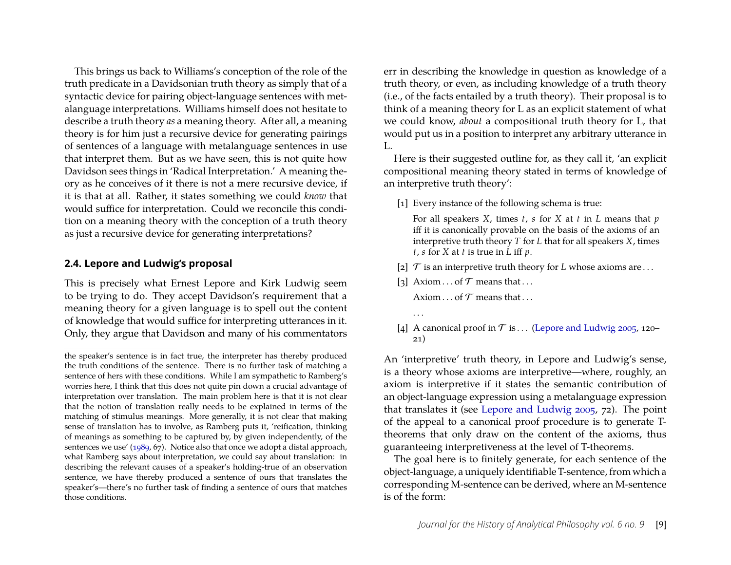This brings us back to Williams's conception of the role of the truth predicate in a Davidsonian truth theory as simply that of a syntactic device for pairing object-language sentences with metalanguage interpretations. Williams himself does not hesitate to describe a truth theory *as* a meaning theory. After all, a meaning theory is for him just a recursive device for generating pairings of sentences of a language with metalanguage sentences in use that interpret them. But as we have seen, this is not quite how Davidson sees things in 'Radical Interpretation.' A meaning theory as he conceives of it there is not a mere recursive device, if it is that at all. Rather, it states something we could *know* that would suffice for interpretation. Could we reconcile this condition on a meaning theory with the conception of a truth theory as just a recursive device for generating interpretations?

### 2.4. Lepore and Ludwig's proposal

This is precisely what Ernest Lepore and Kirk Ludwig seem to be trying to do. They accept Davidson's requirement that a meaning theory for a given language is to spell out the content of knowledge that would suffice for interpreting utterances in it. Only, they argue that Davidson and many of his commentators err in describing the knowledge in question as knowledge of a truth theory, or even, as including knowledge of a truth theory (i.e., of the facts entailed by a truth theory). Their proposal is to think of a meaning theory for L as an explicit statement of what we could know, *about* a compositional truth theory for L, that would put us in a position to interpret any arbitrary utterance in L.

Here is their suggested outline for, as they call it, 'an explicit compositional meaning theory stated in terms of knowledge of an interpretive truth theory':

[1] Every instance of the following schema is true:

For all speakers $X$, times $t$, $s$ for $X$ at $t$ in $L$ means that $p$ iff it is canonically provable on the basis of the axioms of an interpretive truth theory $T$ for $L$ that for all speakers $X$, times $t$, $s$ for $X$ at $t$ is true in $L$ iff $p$.

[2] $\mathcal{T}$ is an interpretive truth theory for $L$ whose axioms are . . .

[3] Axiom . . . of $\mathcal{T}$ means that . . .

Axiom . . . of $\mathcal{T}$ means that . . .

. . .

[4] A canonical proof in $\mathcal{T}$ is . . . (Lepore and Ludwig 2005, 120–21)

An 'interpretive' truth theory, in Lepore and Ludwig's sense, is a theory whose axioms are interpretive—where, roughly, an axiom is interpretive if it states the semantic contribution of an object-language expression using a metalanguage expression that translates it (see Lepore and Ludwig 2005, 72). The point of the appeal to a canonical proof procedure is to generate T-theorems that only draw on the content of the axioms, thus guaranteeing interpretiveness at the level of T-theorems.

The goal here is to finitely generate, for each sentence of the object-language, a uniquely identifiable T-sentence, from which a corresponding M-sentence can be derived, where an M-sentence is of the form:

---

the speaker's sentence is in fact true, the interpreter has thereby produced the truth conditions of the sentence. There is no further task of matching a sentence of hers with these conditions. While I am sympathetic to Ramberg's worries here, I think that this does not quite pin down a crucial advantage of interpretation over translation. The main problem here is that it is not clear that the notion of translation really needs to be explained in terms of the matching of stimulus meanings. More generally, it is not clear that making sense of translation has to involve, as Ramberg puts it, 'reification, thinking of meanings as something to be captured by, by given independently, of the sentences we use' (1989, 67). Notice also that once we adopt a distal approach, what Ramberg says about interpretation, we could say about translation: in describing the relevant causes of a speaker's holding-true of an observation sentence, we have thereby produced a sentence of ours that translates the speaker's—there's no further task of finding a sentence of ours that matches those conditions.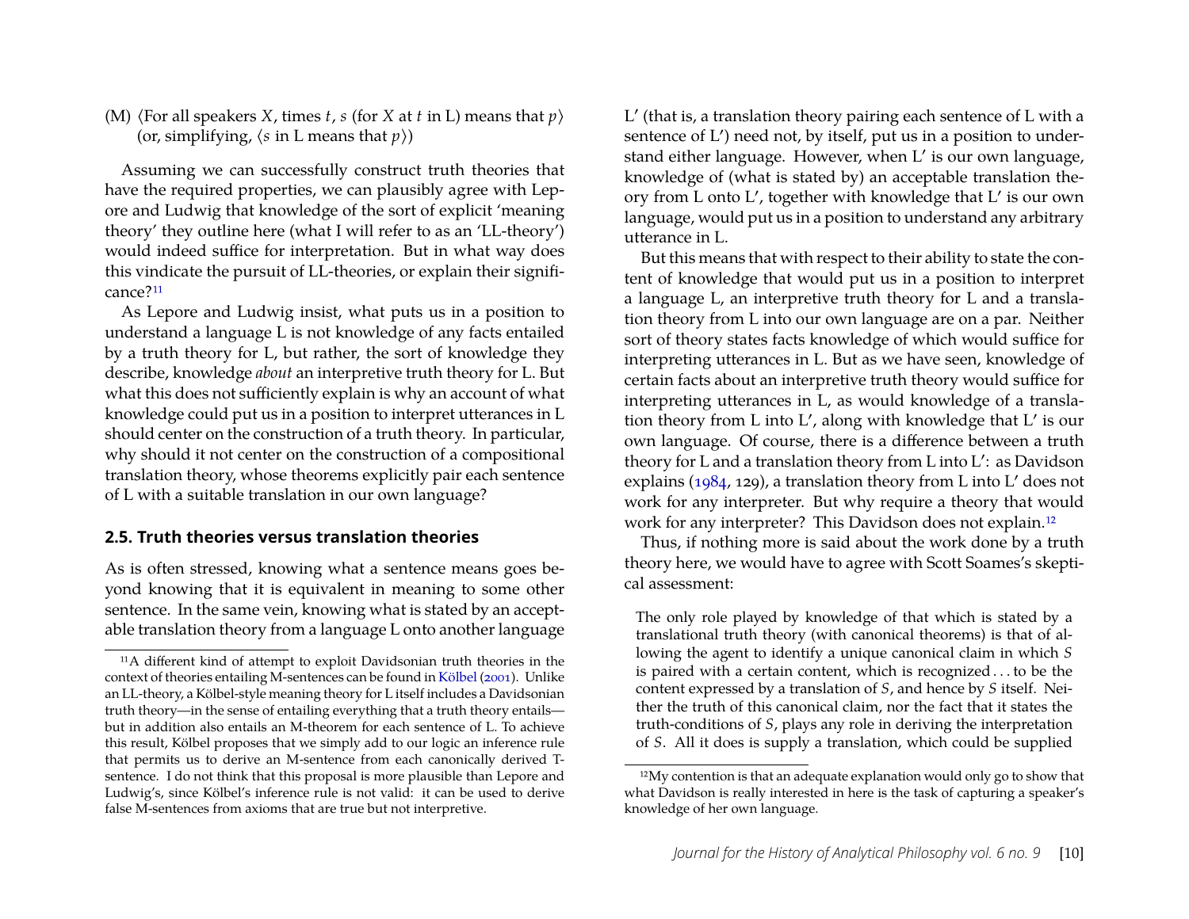(M) ⟨For all speakers $X$, times $t$, $s$ (for $X$ at $t$ in L) means that $p$⟩ (or, simplifying, ⟨$s$ in L means that $p$⟩)

Assuming we can successfully construct truth theories that have the required properties, we can plausibly agree with Lepore and Ludwig that knowledge of the sort of explicit 'meaning theory' they outline here (what I will refer to as an 'LL-theory') would indeed suffice for interpretation. But in what way does this vindicate the pursuit of LL-theories, or explain their significance?[11]

As Lepore and Ludwig insist, what puts us in a position to understand a language L is not knowledge of any facts entailed by a truth theory for L, but rather, the sort of knowledge they describe, knowledge *about* an interpretive truth theory for L. But what this does not sufficiently explain is why an account of what knowledge could put us in a position to interpret utterances in L should center on the construction of a truth theory. In particular, why should it not center on the construction of a compositional translation theory, whose theorems explicitly pair each sentence of L with a suitable translation in our own language?

## 2.5. Truth theories versus translation theories

As is often stressed, knowing what a sentence means goes beyond knowing that it is equivalent in meaning to some other sentence. In the same vein, knowing what is stated by an acceptable translation theory from a language L onto another language L′ (that is, a translation theory pairing each sentence of L with a sentence of L′) need not, by itself, put us in a position to understand either language. However, when L′ is our own language, knowledge of (what is stated by) an acceptable translation theory from L onto L′, together with knowledge that L′ is our own language, would put us in a position to understand any arbitrary utterance in L.

But this means that with respect to their ability to state the content of knowledge that would put us in a position to interpret a language L, an interpretive truth theory for L and a translation theory from L into our own language are on a par. Neither sort of theory states facts knowledge of which would suffice for interpreting utterances in L. But as we have seen, knowledge of certain facts about an interpretive truth theory would suffice for interpreting utterances in L, as would knowledge of a translation theory from L into L′, along with knowledge that L′ is our own language. Of course, there is a difference between a truth theory for L and a translation theory from L into L′: as Davidson explains (1984, 129), a translation theory from L into L′ does not work for any interpreter. But why require a theory that would work for any interpreter? This Davidson does not explain.[12]

Thus, if nothing more is said about the work done by a truth theory here, we would have to agree with Scott Soames's skeptical assessment:

> The only role played by knowledge of that which is stated by a translational truth theory (with canonical theorems) is that of allowing the agent to identify a unique canonical claim in which $S$ is paired with a certain content, which is recognized . . . to be the content expressed by a translation of $S$, and hence by $S$ itself. Neither the truth of this canonical claim, nor the fact that it states the truth-conditions of $S$, plays any role in deriving the interpretation of $S$. All it does is supply a translation, which could be supplied

[11] A different kind of attempt to exploit Davidsonian truth theories in the context of theories entailing M-sentences can be found in Kölbel (2001). Unlike an LL-theory, a Kölbel-style meaning theory for L itself includes a Davidsonian truth theory—in the sense of entailing everything that a truth theory entails—but in addition also entails an M-theorem for each sentence of L. To achieve this result, Kölbel proposes that we simply add to our logic an inference rule that permits us to derive an M-sentence from each canonically derived T-sentence. I do not think that this proposal is more plausible than Lepore and Ludwig's, since Kölbel's inference rule is not valid: it can be used to derive false M-sentences from axioms that are true but not interpretive.

[12] My contention is that an adequate explanation would only go to show that what Davidson is really interested in here is the task of capturing a speaker's knowledge of her own language.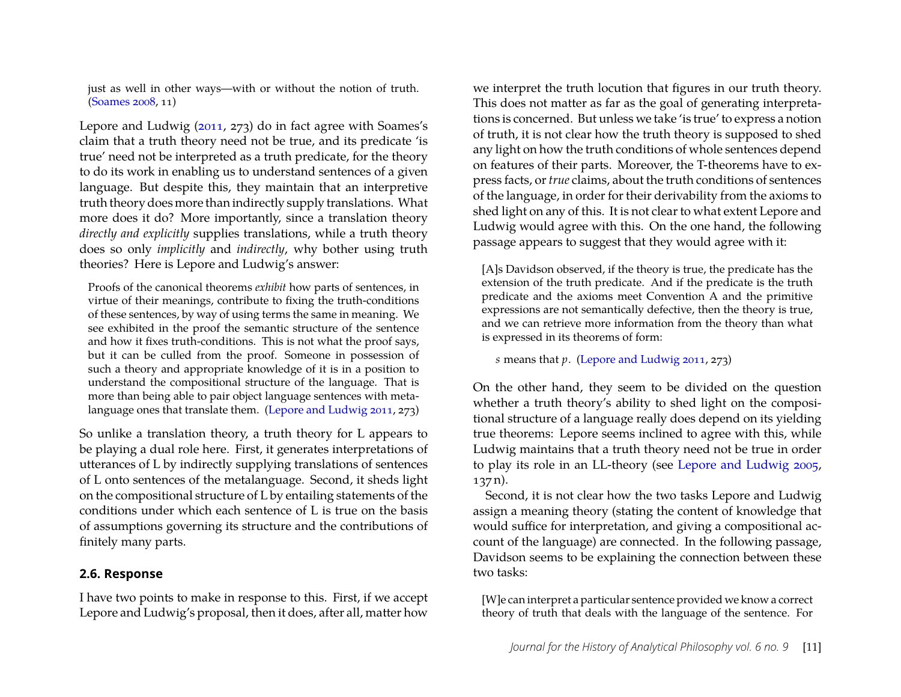just as well in other ways—with or without the notion of truth. (Soames 2008, 11)

Lepore and Ludwig (2011, 273) do in fact agree with Soames's claim that a truth theory need not be true, and its predicate 'is true' need not be interpreted as a truth predicate, for the theory to do its work in enabling us to understand sentences of a given language. But despite this, they maintain that an interpretive truth theory does more than indirectly supply translations. What more does it do? More importantly, since a translation theory *directly and explicitly* supplies translations, while a truth theory does so only *implicitly* and *indirectly*, why bother using truth theories? Here is Lepore and Ludwig's answer:

> Proofs of the canonical theorems *exhibit* how parts of sentences, in virtue of their meanings, contribute to fixing the truth-conditions of these sentences, by way of using terms the same in meaning. We see exhibited in the proof the semantic structure of the sentence and how it fixes truth-conditions. This is not what the proof says, but it can be culled from the proof. Someone in possession of such a theory and appropriate knowledge of it is in a position to understand the compositional structure of the language. That is more than being able to pair object language sentences with metalanguage ones that translate them. (Lepore and Ludwig 2011, 273)

So unlike a translation theory, a truth theory for L appears to be playing a dual role here. First, it generates interpretations of utterances of L by indirectly supplying translations of sentences of L onto sentences of the metalanguage. Second, it sheds light on the compositional structure of L by entailing statements of the conditions under which each sentence of L is true on the basis of assumptions governing its structure and the contributions of finitely many parts.

### 2.6. Response

I have two points to make in response to this. First, if we accept Lepore and Ludwig's proposal, then it does, after all, matter how we interpret the truth locution that figures in our truth theory. This does not matter as far as the goal of generating interpretations is concerned. But unless we take 'is true' to express a notion of truth, it is not clear how the truth theory is supposed to shed any light on how the truth conditions of whole sentences depend on features of their parts. Moreover, the T-theorems have to express facts, or *true* claims, about the truth conditions of sentences of the language, in order for their derivability from the axioms to shed light on any of this. It is not clear to what extent Lepore and Ludwig would agree with this. On the one hand, the following passage appears to suggest that they would agree with it:

> [A]s Davidson observed, if the theory is true, the predicate has the extension of the truth predicate. And if the predicate is the truth predicate and the axioms meet Convention A and the primitive expressions are not semantically defective, then the theory is true, and we can retrieve more information from the theory than what is expressed in its theorems of form:
>
> > *s* means that *p*. (Lepore and Ludwig 2011, 273)

On the other hand, they seem to be divided on the question whether a truth theory's ability to shed light on the compositional structure of a language really does depend on its yielding true theorems: Lepore seems inclined to agree with this, while Ludwig maintains that a truth theory need not be true in order to play its role in an LL-theory (see Lepore and Ludwig 2005, 137 n).

Second, it is not clear how the two tasks Lepore and Ludwig assign a meaning theory (stating the content of knowledge that would suffice for interpretation, and giving a compositional account of the language) are connected. In the following passage, Davidson seems to be explaining the connection between these two tasks:

> [W]e can interpret a particular sentence provided we know a correct theory of truth that deals with the language of the sentence. For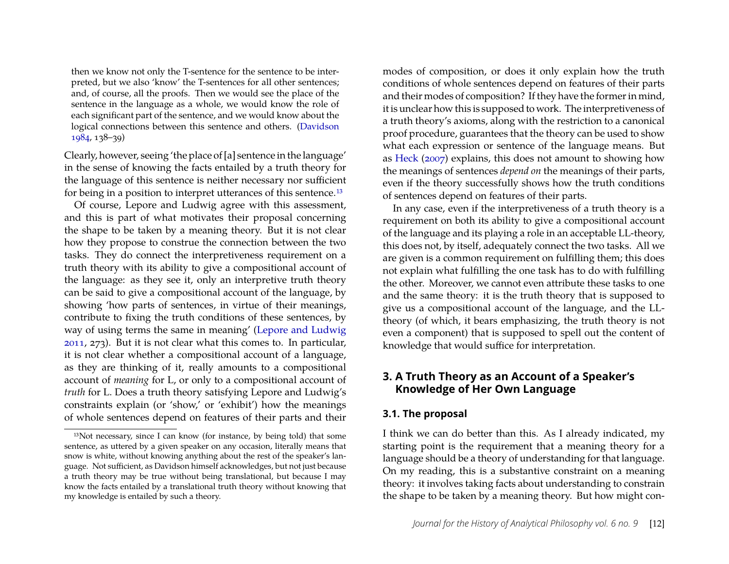> then we know not only the T-sentence for the sentence to be interpreted, but we also 'know' the T-sentences for all other sentences; and, of course, all the proofs. Then we would see the place of the sentence in the language as a whole, we would know the role of each significant part of the sentence, and we would know about the logical connections between this sentence and others. (Davidson 1984, 138–39)

Clearly, however, seeing 'the place of [a] sentence in the language' in the sense of knowing the facts entailed by a truth theory for the language of this sentence is neither necessary nor sufficient for being in a position to interpret utterances of this sentence.[13]

Of course, Lepore and Ludwig agree with this assessment, and this is part of what motivates their proposal concerning the shape to be taken by a meaning theory. But it is not clear how they propose to construe the connection between the two tasks. They do connect the interpretiveness requirement on a truth theory with its ability to give a compositional account of the language: as they see it, only an interpretive truth theory can be said to give a compositional account of the language, by showing 'how parts of sentences, in virtue of their meanings, contribute to fixing the truth conditions of these sentences, by way of using terms the same in meaning' (Lepore and Ludwig 2011, 273). But it is not clear what this comes to. In particular, it is not clear whether a compositional account of a language, as they are thinking of it, really amounts to a compositional account of *meaning* for L, or only to a compositional account of *truth* for L. Does a truth theory satisfying Lepore and Ludwig's constraints explain (or 'show,' or 'exhibit') how the meanings of whole sentences depend on features of their parts and their modes of composition, or does it only explain how the truth conditions of whole sentences depend on features of their parts and their modes of composition? If they have the former in mind, it is unclear how this is supposed to work. The interpretiveness of a truth theory's axioms, along with the restriction to a canonical proof procedure, guarantees that the theory can be used to show what each expression or sentence of the language means. But as Heck (2007) explains, this does not amount to showing how the meanings of sentences *depend on* the meanings of their parts, even if the theory successfully shows how the truth conditions of sentences depend on features of their parts.

In any case, even if the interpretiveness of a truth theory is a requirement on both its ability to give a compositional account of the language and its playing a role in an acceptable LL-theory, this does not, by itself, adequately connect the two tasks. All we are given is a common requirement on fulfilling them; this does not explain what fulfilling the one task has to do with fulfilling the other. Moreover, we cannot even attribute these tasks to one and the same theory: it is the truth theory that is supposed to give us a compositional account of the language, and the LL-theory (of which, it bears emphasizing, the truth theory is not even a component) that is supposed to spell out the content of knowledge that would suffice for interpretation.

## 3. A Truth Theory as an Account of a Speaker's Knowledge of Her Own Language

### 3.1. The proposal

I think we can do better than this. As I already indicated, my starting point is the requirement that a meaning theory for a language should be a theory of understanding for that language. On my reading, this is a substantive constraint on a meaning theory: it involves taking facts about understanding to constrain the shape to be taken by a meaning theory. But how might con-

[13] Not necessary, since I can know (for instance, by being told) that some sentence, as uttered by a given speaker on any occasion, literally means that snow is white, without knowing anything about the rest of the speaker's language. Not sufficient, as Davidson himself acknowledges, but not just because a truth theory may be true without being translational, but because I may know the facts entailed by a translational truth theory without knowing that my knowledge is entailed by such a theory.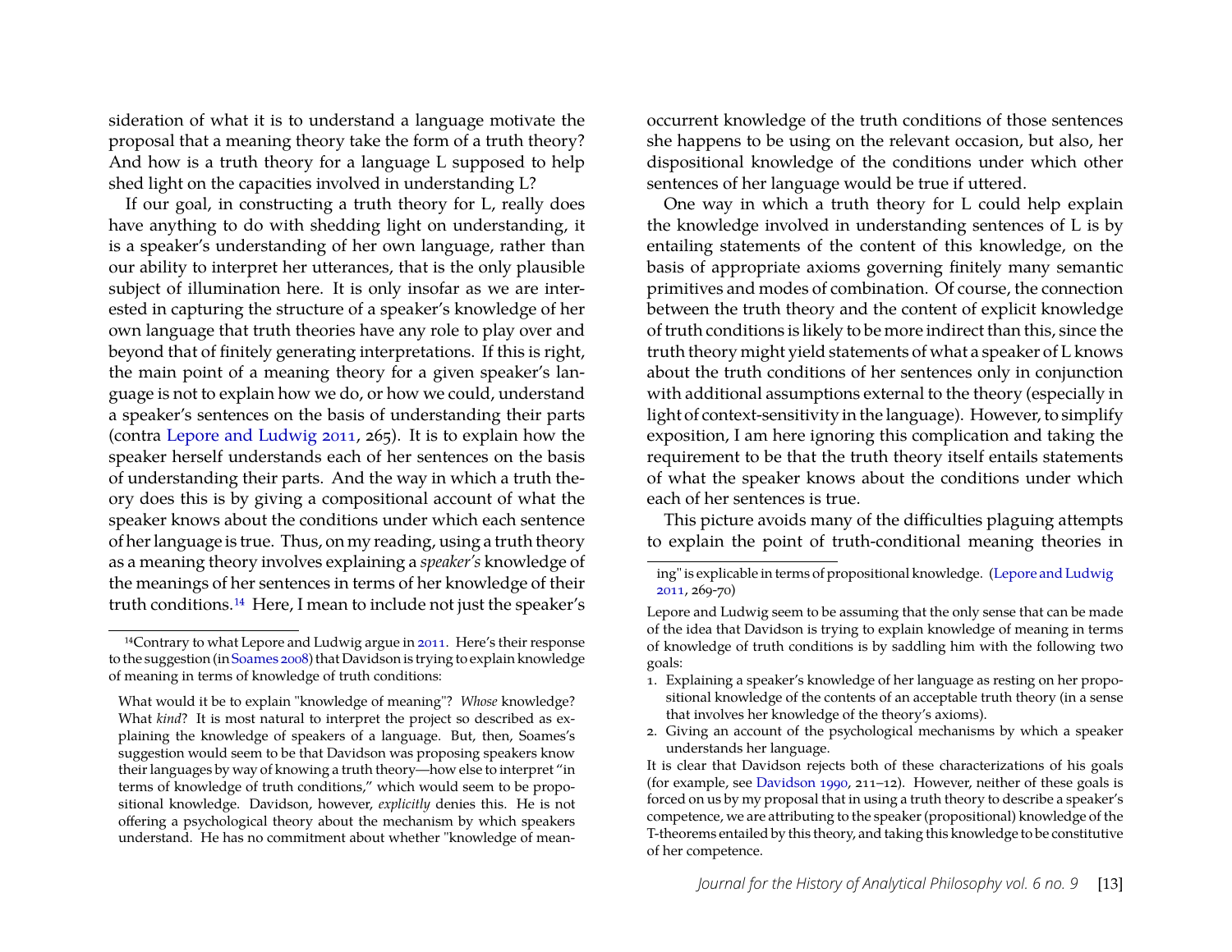sideration of what it is to understand a language motivate the proposal that a meaning theory take the form of a truth theory? And how is a truth theory for a language L supposed to help shed light on the capacities involved in understanding L?

If our goal, in constructing a truth theory for L, really does have anything to do with shedding light on understanding, it is a speaker's understanding of her own language, rather than our ability to interpret her utterances, that is the only plausible subject of illumination here. It is only insofar as we are interested in capturing the structure of a speaker's knowledge of her own language that truth theories have any role to play over and beyond that of finitely generating interpretations. If this is right, the main point of a meaning theory for a given speaker's language is not to explain how we do, or how we could, understand a speaker's sentences on the basis of understanding their parts (contra Lepore and Ludwig 2011, 265). It is to explain how the speaker herself understands each of her sentences on the basis of understanding their parts. And the way in which a truth theory does this is by giving a compositional account of what the speaker knows about the conditions under which each sentence of her language is true. Thus, on my reading, using a truth theory as a meaning theory involves explaining a *speaker's* knowledge of the meanings of her sentences in terms of her knowledge of their truth conditions.[14] Here, I mean to include not just the speaker's occurrent knowledge of the truth conditions of those sentences she happens to be using on the relevant occasion, but also, her dispositional knowledge of the conditions under which other sentences of her language would be true if uttered.

One way in which a truth theory for L could help explain the knowledge involved in understanding sentences of L is by entailing statements of the content of this knowledge, on the basis of appropriate axioms governing finitely many semantic primitives and modes of combination. Of course, the connection between the truth theory and the content of explicit knowledge of truth conditions is likely to be more indirect than this, since the truth theory might yield statements of what a speaker of L knows about the truth conditions of her sentences only in conjunction with additional assumptions external to the theory (especially in light of context-sensitivity in the language). However, to simplify exposition, I am here ignoring this complication and taking the requirement to be that the truth theory itself entails statements of what the speaker knows about the conditions under which each of her sentences is true.

This picture avoids many of the difficulties plaguing attempts to explain the point of truth-conditional meaning theories in

---

[14] Contrary to what Lepore and Ludwig argue in 2011. Here's their response to the suggestion (in Soames 2008) that Davidson is trying to explain knowledge of meaning in terms of knowledge of truth conditions:

> What would it be to explain "knowledge of meaning"? *Whose* knowledge? What *kind*? It is most natural to interpret the project so described as explaining the knowledge of speakers of a language. But, then, Soames's suggestion would seem to be that Davidson was proposing speakers know their languages by way of knowing a truth theory—how else to interpret "in terms of knowledge of truth conditions," which would seem to be propositional knowledge. Davidson, however, *explicitly* denies this. He is not offering a psychological theory about the mechanism by which speakers understand. He has no commitment about whether "knowledge of meaning" is explicable in terms of propositional knowledge. (Lepore and Ludwig 2011, 269-70)

Lepore and Ludwig seem to be assuming that the only sense that can be made of the idea that Davidson is trying to explain knowledge of meaning in terms of knowledge of truth conditions is by saddling him with the following two goals:

1. Explaining a speaker's knowledge of her language as resting on her propositional knowledge of the contents of an acceptable truth theory (in a sense that involves her knowledge of the theory's axioms).
2. Giving an account of the psychological mechanisms by which a speaker understands her language.

It is clear that Davidson rejects both of these characterizations of his goals (for example, see Davidson 1990, 211–12). However, neither of these goals is forced on us by my proposal that in using a truth theory to describe a speaker's competence, we are attributing to the speaker (propositional) knowledge of the T-theorems entailed by this theory, and taking this knowledge to be constitutive of her competence.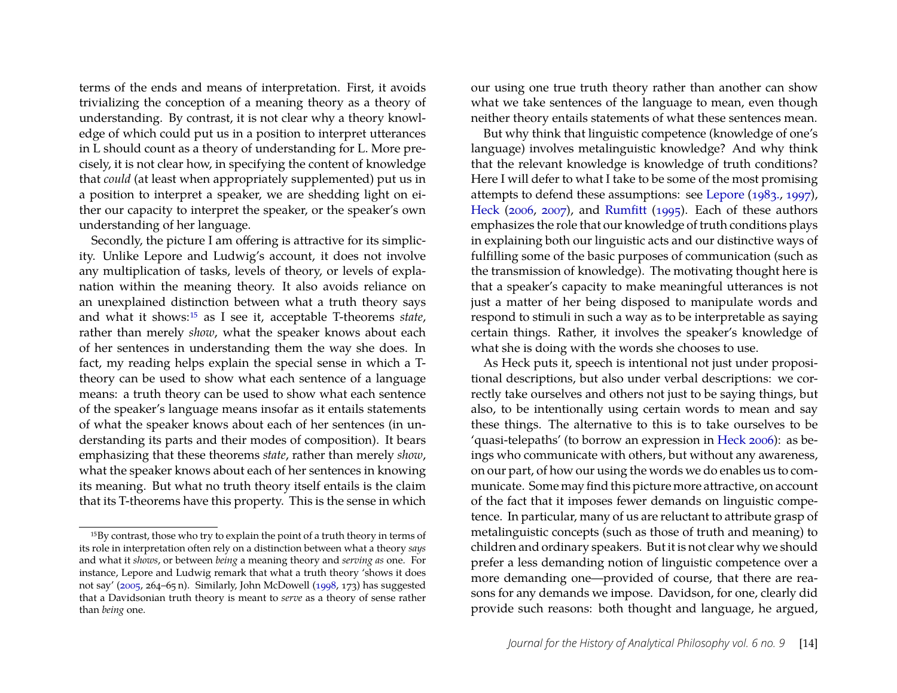terms of the ends and means of interpretation. First, it avoids trivializing the conception of a meaning theory as a theory of understanding. By contrast, it is not clear why a theory knowledge of which could put us in a position to interpret utterances in L should count as a theory of understanding for L. More precisely, it is not clear how, in specifying the content of knowledge that *could* (at least when appropriately supplemented) put us in a position to interpret a speaker, we are shedding light on either our capacity to interpret the speaker, or the speaker's own understanding of her language.

Secondly, the picture I am offering is attractive for its simplicity. Unlike Lepore and Ludwig's account, it does not involve any multiplication of tasks, levels of theory, or levels of explanation within the meaning theory. It also avoids reliance on an unexplained distinction between what a truth theory says and what it shows:[15] as I see it, acceptable T-theorems *state*, rather than merely *show*, what the speaker knows about each of her sentences in understanding them the way she does. In fact, my reading helps explain the special sense in which a T-theory can be used to show what each sentence of a language means: a truth theory can be used to show what each sentence of the speaker's language means insofar as it entails statements of what the speaker knows about each of her sentences (in understanding its parts and their modes of composition). It bears emphasizing that these theorems *state*, rather than merely *show*, what the speaker knows about each of her sentences in knowing its meaning. But what no truth theory itself entails is the claim that its T-theorems have this property. This is the sense in which our using one true truth theory rather than another can show what we take sentences of the language to mean, even though neither theory entails statements of what these sentences mean.

But why think that linguistic competence (knowledge of one's language) involves metalinguistic knowledge? And why think that the relevant knowledge is knowledge of truth conditions? Here I will defer to what I take to be some of the most promising attempts to defend these assumptions: see Lepore (1983., 1997), Heck (2006, 2007), and Rumfitt (1995). Each of these authors emphasizes the role that our knowledge of truth conditions plays in explaining both our linguistic acts and our distinctive ways of fulfilling some of the basic purposes of communication (such as the transmission of knowledge). The motivating thought here is that a speaker's capacity to make meaningful utterances is not just a matter of her being disposed to manipulate words and respond to stimuli in such a way as to be interpretable as saying certain things. Rather, it involves the speaker's knowledge of what she is doing with the words she chooses to use.

As Heck puts it, speech is intentional not just under propositional descriptions, but also under verbal descriptions: we correctly take ourselves and others not just to be saying things, but also, to be intentionally using certain words to mean and say these things. The alternative to this is to take ourselves to be 'quasi-telepaths' (to borrow an expression in Heck 2006): as beings who communicate with others, but without any awareness, on our part, of how our using the words we do enables us to communicate. Some may find this picture more attractive, on account of the fact that it imposes fewer demands on linguistic competence. In particular, many of us are reluctant to attribute grasp of metalinguistic concepts (such as those of truth and meaning) to children and ordinary speakers. But it is not clear why we should prefer a less demanding notion of linguistic competence over a more demanding one—provided of course, that there are reasons for any demands we impose. Davidson, for one, clearly did provide such reasons: both thought and language, he argued,

---

[15] By contrast, those who try to explain the point of a truth theory in terms of its role in interpretation often rely on a distinction between what a theory *says* and what it *shows*, or between *being* a meaning theory and *serving as* one. For instance, Lepore and Ludwig remark that what a truth theory 'shows it does not say' (2005, 264–65 n). Similarly, John McDowell (1998, 173) has suggested that a Davidsonian truth theory is meant to *serve* as a theory of sense rather than *being* one.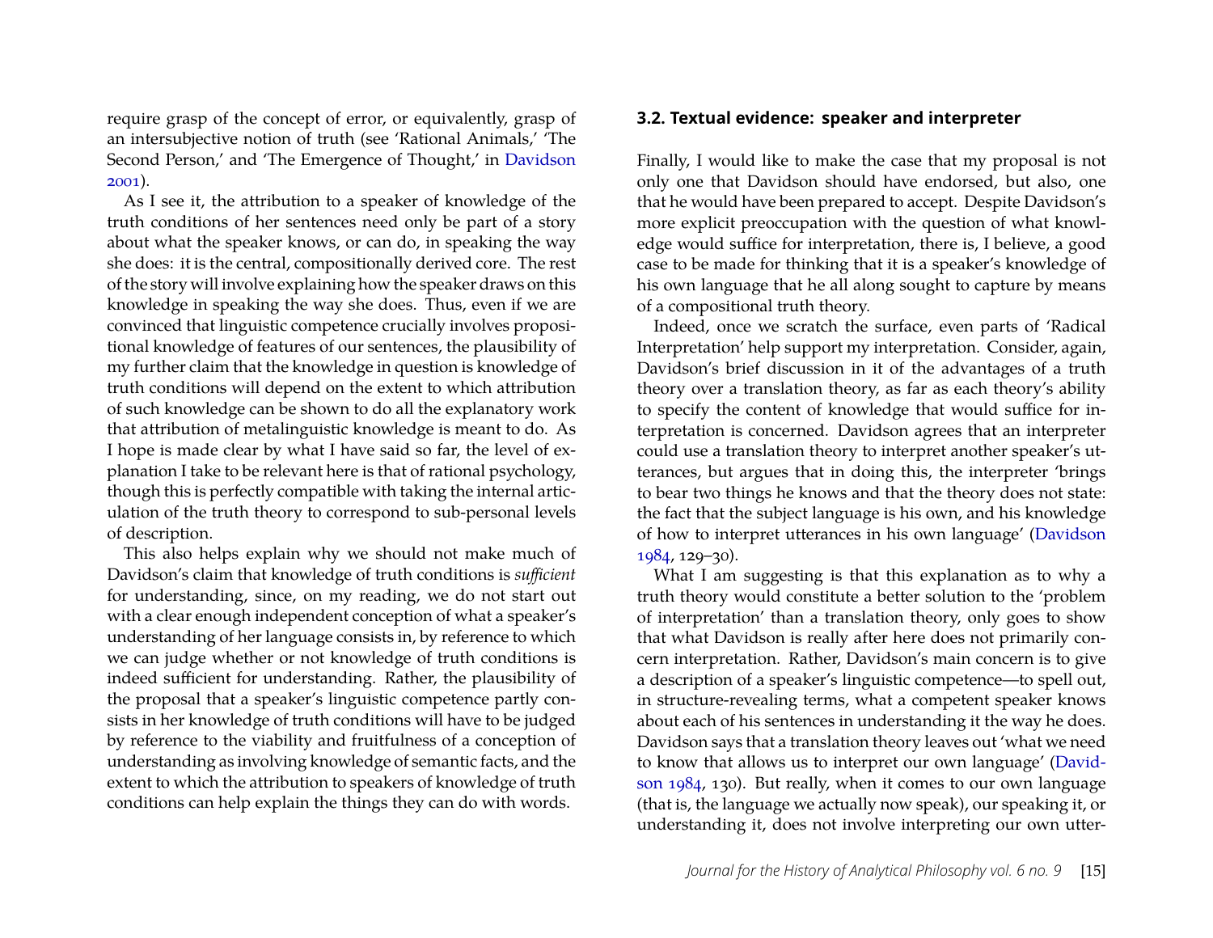require grasp of the concept of error, or equivalently, grasp of an intersubjective notion of truth (see 'Rational Animals,' 'The Second Person,' and 'The Emergence of Thought,' in Davidson 2001).

As I see it, the attribution to a speaker of knowledge of the truth conditions of her sentences need only be part of a story about what the speaker knows, or can do, in speaking the way she does: it is the central, compositionally derived core. The rest of the story will involve explaining how the speaker draws on this knowledge in speaking the way she does. Thus, even if we are convinced that linguistic competence crucially involves propositional knowledge of features of our sentences, the plausibility of my further claim that the knowledge in question is knowledge of truth conditions will depend on the extent to which attribution of such knowledge can be shown to do all the explanatory work that attribution of metalinguistic knowledge is meant to do. As I hope is made clear by what I have said so far, the level of explanation I take to be relevant here is that of rational psychology, though this is perfectly compatible with taking the internal articulation of the truth theory to correspond to sub-personal levels of description.

This also helps explain why we should not make much of Davidson's claim that knowledge of truth conditions is *sufficient* for understanding, since, on my reading, we do not start out with a clear enough independent conception of what a speaker's understanding of her language consists in, by reference to which we can judge whether or not knowledge of truth conditions is indeed sufficient for understanding. Rather, the plausibility of the proposal that a speaker's linguistic competence partly consists in her knowledge of truth conditions will have to be judged by reference to the viability and fruitfulness of a conception of understanding as involving knowledge of semantic facts, and the extent to which the attribution to speakers of knowledge of truth conditions can help explain the things they can do with words.

### 3.2. Textual evidence: speaker and interpreter

Finally, I would like to make the case that my proposal is not only one that Davidson should have endorsed, but also, one that he would have been prepared to accept. Despite Davidson's more explicit preoccupation with the question of what knowledge would suffice for interpretation, there is, I believe, a good case to be made for thinking that it is a speaker's knowledge of his own language that he all along sought to capture by means of a compositional truth theory.

Indeed, once we scratch the surface, even parts of 'Radical Interpretation' help support my interpretation. Consider, again, Davidson's brief discussion in it of the advantages of a truth theory over a translation theory, as far as each theory's ability to specify the content of knowledge that would suffice for interpretation is concerned. Davidson agrees that an interpreter could use a translation theory to interpret another speaker's utterances, but argues that in doing this, the interpreter 'brings to bear two things he knows and that the theory does not state: the fact that the subject language is his own, and his knowledge of how to interpret utterances in his own language' (Davidson 1984, 129–30).

What I am suggesting is that this explanation as to why a truth theory would constitute a better solution to the 'problem of interpretation' than a translation theory, only goes to show that what Davidson is really after here does not primarily concern interpretation. Rather, Davidson's main concern is to give a description of a speaker's linguistic competence—to spell out, in structure-revealing terms, what a competent speaker knows about each of his sentences in understanding it the way he does. Davidson says that a translation theory leaves out 'what we need to know that allows us to interpret our own language' (Davidson 1984, 130). But really, when it comes to our own language (that is, the language we actually now speak), our speaking it, or understanding it, does not involve interpreting our own utter-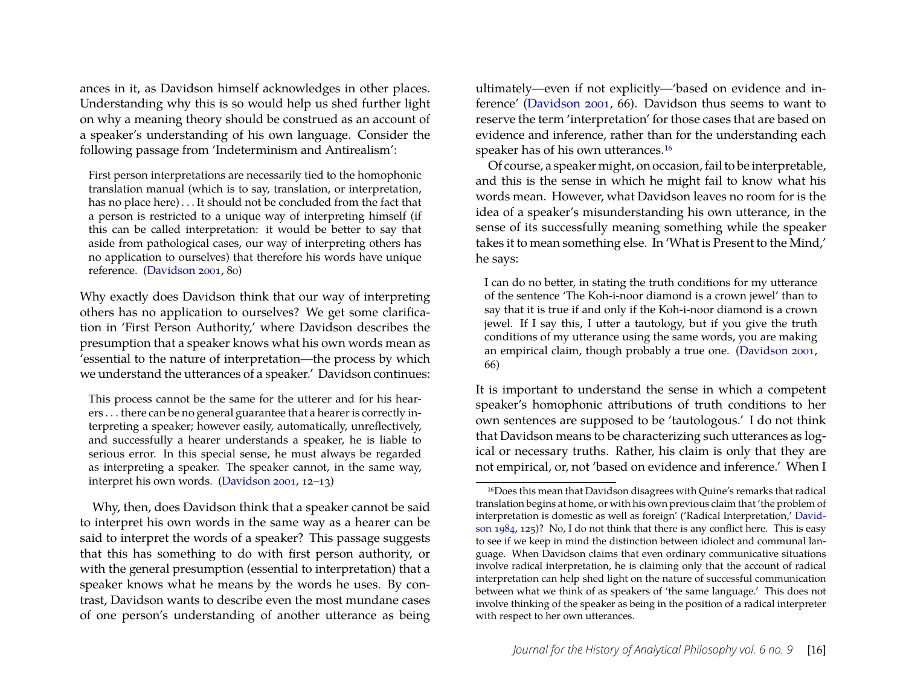ances in it, as Davidson himself acknowledges in other places. Understanding why this is so would help us shed further light on why a meaning theory should be construed as an account of a speaker's understanding of his own language. Consider the following passage from 'Indeterminism and Antirealism':

> First person interpretations are necessarily tied to the homophonic translation manual (which is to say, translation, or interpretation, has no place here) . . . It should not be concluded from the fact that a person is restricted to a unique way of interpreting himself (if this can be called interpretation: it would be better to say that aside from pathological cases, our way of interpreting others has no application to ourselves) that therefore his words have unique reference. (Davidson 2001, 80)

Why exactly does Davidson think that our way of interpreting others has no application to ourselves? We get some clarification in 'First Person Authority,' where Davidson describes the presumption that a speaker knows what his own words mean as 'essential to the nature of interpretation—the process by which we understand the utterances of a speaker.' Davidson continues:

> This process cannot be the same for the utterer and for his hearers . . . there can be no general guarantee that a hearer is correctly interpreting a speaker; however easily, automatically, unreflectively, and successfully a hearer understands a speaker, he is liable to serious error. In this special sense, he must always be regarded as interpreting a speaker. The speaker cannot, in the same way, interpret his own words. (Davidson 2001, 12–13)

Why, then, does Davidson think that a speaker cannot be said to interpret his own words in the same way as a hearer can be said to interpret the words of a speaker? This passage suggests that this has something to do with first person authority, or with the general presumption (essential to interpretation) that a speaker knows what he means by the words he uses. By contrast, Davidson wants to describe even the most mundane cases of one person's understanding of another utterance as being ultimately—even if not explicitly—'based on evidence and inference' (Davidson 2001, 66). Davidson thus seems to want to reserve the term 'interpretation' for those cases that are based on evidence and inference, rather than for the understanding each speaker has of his own utterances.[16]

Of course, a speaker might, on occasion, fail to be interpretable, and this is the sense in which he might fail to know what his words mean. However, what Davidson leaves no room for is the idea of a speaker's misunderstanding his own utterance, in the sense of its successfully meaning something while the speaker takes it to mean something else. In 'What is Present to the Mind,' he says:

> I can do no better, in stating the truth conditions for my utterance of the sentence 'The Koh-i-noor diamond is a crown jewel' than to say that it is true if and only if the Koh-i-noor diamond is a crown jewel. If I say this, I utter a tautology, but if you give the truth conditions of my utterance using the same words, you are making an empirical claim, though probably a true one. (Davidson 2001, 66)

It is important to understand the sense in which a competent speaker's homophonic attributions of truth conditions to her own sentences are supposed to be 'tautologous.' I do not think that Davidson means to be characterizing such utterances as logical or necessary truths. Rather, his claim is only that they are not empirical, or, not 'based on evidence and inference.' When I

[16] Does this mean that Davidson disagrees with Quine's remarks that radical translation begins at home, or with his own previous claim that 'the problem of interpretation is domestic as well as foreign' ('Radical Interpretation,' Davidson 1984, 125)? No, I do not think that there is any conflict here. This is easy to see if we keep in mind the distinction between idiolect and communal language. When Davidson claims that even ordinary communicative situations involve radical interpretation, he is claiming only that the account of radical interpretation can help shed light on the nature of successful communication between what we think of as speakers of 'the same language.' This does not involve thinking of the speaker as being in the position of a radical interpreter with respect to her own utterances.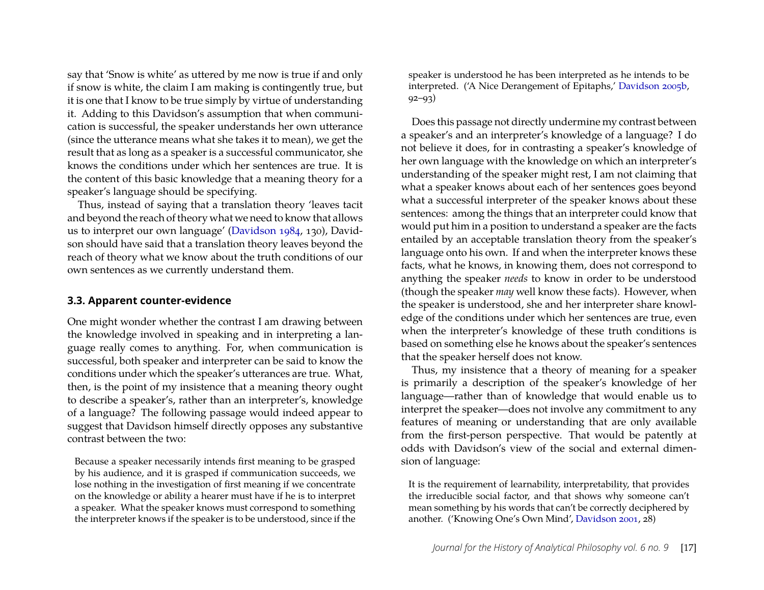say that 'Snow is white' as uttered by me now is true if and only if snow is white, the claim I am making is contingently true, but it is one that I know to be true simply by virtue of understanding it. Adding to this Davidson's assumption that when communication is successful, the speaker understands her own utterance (since the utterance means what she takes it to mean), we get the result that as long as a speaker is a successful communicator, she knows the conditions under which her sentences are true. It is the content of this basic knowledge that a meaning theory for a speaker's language should be specifying.

Thus, instead of saying that a translation theory 'leaves tacit and beyond the reach of theory what we need to know that allows us to interpret our own language' (Davidson 1984, 130), Davidson should have said that a translation theory leaves beyond the reach of theory what we know about the truth conditions of our own sentences as we currently understand them.

### 3.3. Apparent counter-evidence

One might wonder whether the contrast I am drawing between the knowledge involved in speaking and in interpreting a language really comes to anything. For, when communication is successful, both speaker and interpreter can be said to know the conditions under which the speaker's utterances are true. What, then, is the point of my insistence that a meaning theory ought to describe a speaker's, rather than an interpreter's, knowledge of a language? The following passage would indeed appear to suggest that Davidson himself directly opposes any substantive contrast between the two:

> Because a speaker necessarily intends first meaning to be grasped by his audience, and it is grasped if communication succeeds, we lose nothing in the investigation of first meaning if we concentrate on the knowledge or ability a hearer must have if he is to interpret a speaker. What the speaker knows must correspond to something the interpreter knows if the speaker is to be understood, since if the speaker is understood he has been interpreted as he intends to be interpreted. ('A Nice Derangement of Epitaphs,' Davidson 2005b, 92–93)

Does this passage not directly undermine my contrast between a speaker's and an interpreter's knowledge of a language? I do not believe it does, for in contrasting a speaker's knowledge of her own language with the knowledge on which an interpreter's understanding of the speaker might rest, I am not claiming that what a speaker knows about each of her sentences goes beyond what a successful interpreter of the speaker knows about these sentences: among the things that an interpreter could know that would put him in a position to understand a speaker are the facts entailed by an acceptable translation theory from the speaker's language onto his own. If and when the interpreter knows these facts, what he knows, in knowing them, does not correspond to anything the speaker *needs* to know in order to be understood (though the speaker *may* well know these facts). However, when the speaker is understood, she and her interpreter share knowledge of the conditions under which her sentences are true, even when the interpreter's knowledge of these truth conditions is based on something else he knows about the speaker's sentences that the speaker herself does not know.

Thus, my insistence that a theory of meaning for a speaker is primarily a description of the speaker's knowledge of her language—rather than of knowledge that would enable us to interpret the speaker—does not involve any commitment to any features of meaning or understanding that are only available from the first-person perspective. That would be patently at odds with Davidson's view of the social and external dimension of language:

> It is the requirement of learnability, interpretability, that provides the irreducible social factor, and that shows why someone can't mean something by his words that can't be correctly deciphered by another. ('Knowing One's Own Mind', Davidson 2001, 28)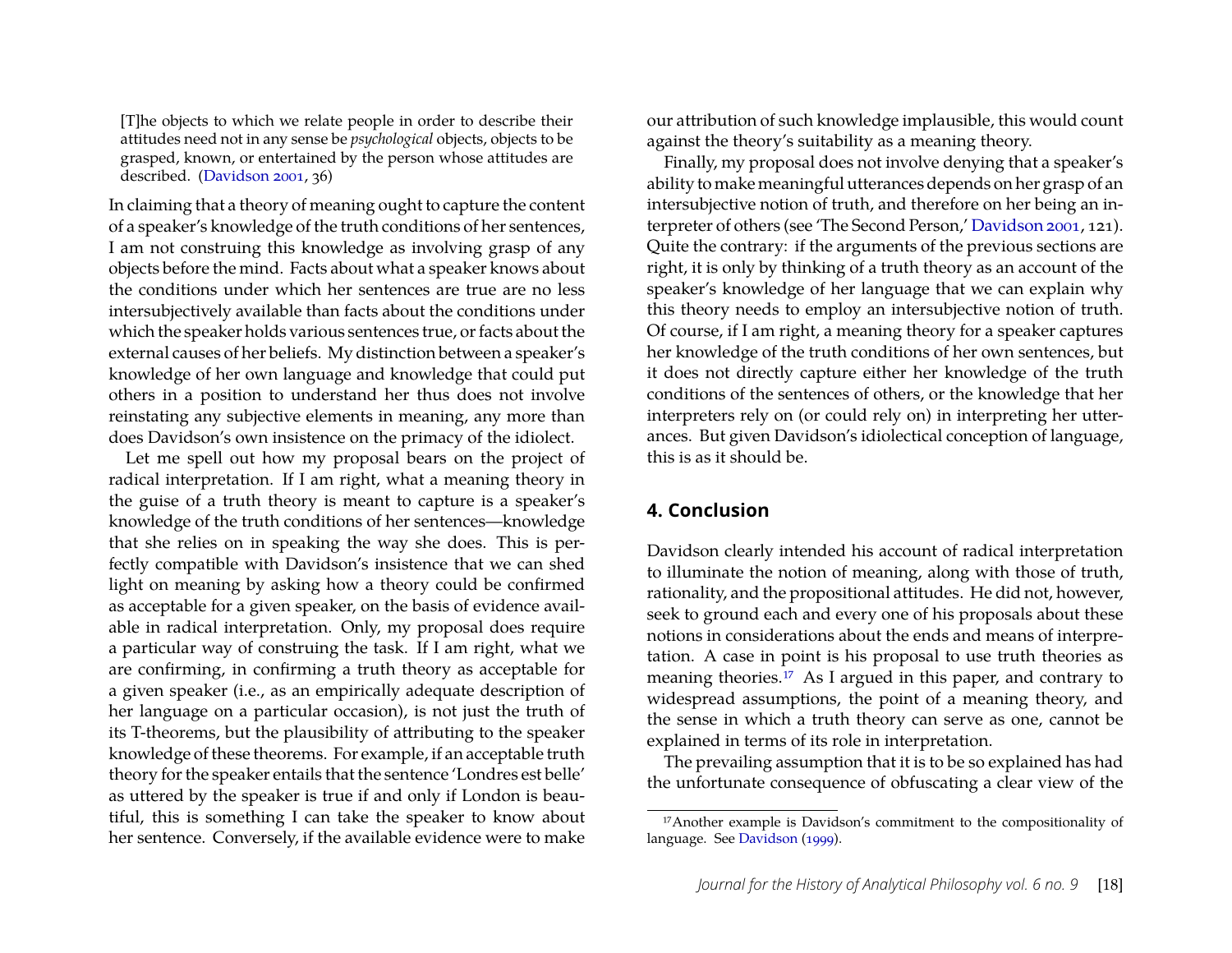> [T]he objects to which we relate people in order to describe their attitudes need not in any sense be *psychological* objects, objects to be grasped, known, or entertained by the person whose attitudes are described. (Davidson 2001, 36)

In claiming that a theory of meaning ought to capture the content of a speaker's knowledge of the truth conditions of her sentences, I am not construing this knowledge as involving grasp of any objects before the mind. Facts about what a speaker knows about the conditions under which her sentences are true are no less intersubjectively available than facts about the conditions under which the speaker holds various sentences true, or facts about the external causes of her beliefs. My distinction between a speaker's knowledge of her own language and knowledge that could put others in a position to understand her thus does not involve reinstating any subjective elements in meaning, any more than does Davidson's own insistence on the primacy of the idiolect.

Let me spell out how my proposal bears on the project of radical interpretation. If I am right, what a meaning theory in the guise of a truth theory is meant to capture is a speaker's knowledge of the truth conditions of her sentences—knowledge that she relies on in speaking the way she does. This is perfectly compatible with Davidson's insistence that we can shed light on meaning by asking how a theory could be confirmed as acceptable for a given speaker, on the basis of evidence available in radical interpretation. Only, my proposal does require a particular way of construing the task. If I am right, what we are confirming, in confirming a truth theory as acceptable for a given speaker (i.e., as an empirically adequate description of her language on a particular occasion), is not just the truth of its T-theorems, but the plausibility of attributing to the speaker knowledge of these theorems. For example, if an acceptable truth theory for the speaker entails that the sentence 'Londres est belle' as uttered by the speaker is true if and only if London is beautiful, this is something I can take the speaker to know about her sentence. Conversely, if the available evidence were to make our attribution of such knowledge implausible, this would count against the theory's suitability as a meaning theory.

Finally, my proposal does not involve denying that a speaker's ability to make meaningful utterances depends on her grasp of an intersubjective notion of truth, and therefore on her being an interpreter of others (see 'The Second Person,' Davidson 2001, 121). Quite the contrary: if the arguments of the previous sections are right, it is only by thinking of a truth theory as an account of the speaker's knowledge of her language that we can explain why this theory needs to employ an intersubjective notion of truth. Of course, if I am right, a meaning theory for a speaker captures her knowledge of the truth conditions of her own sentences, but it does not directly capture either her knowledge of the truth conditions of the sentences of others, or the knowledge that her interpreters rely on (or could rely on) in interpreting her utterances. But given Davidson's idiolectical conception of language, this is as it should be.

## 4. Conclusion

Davidson clearly intended his account of radical interpretation to illuminate the notion of meaning, along with those of truth, rationality, and the propositional attitudes. He did not, however, seek to ground each and every one of his proposals about these notions in considerations about the ends and means of interpretation. A case in point is his proposal to use truth theories as meaning theories.[17] As I argued in this paper, and contrary to widespread assumptions, the point of a meaning theory, and the sense in which a truth theory can serve as one, cannot be explained in terms of its role in interpretation.

The prevailing assumption that it is to be so explained has had the unfortunate consequence of obfuscating a clear view of the

[17] Another example is Davidson's commitment to the compositionality of language. See Davidson (1999).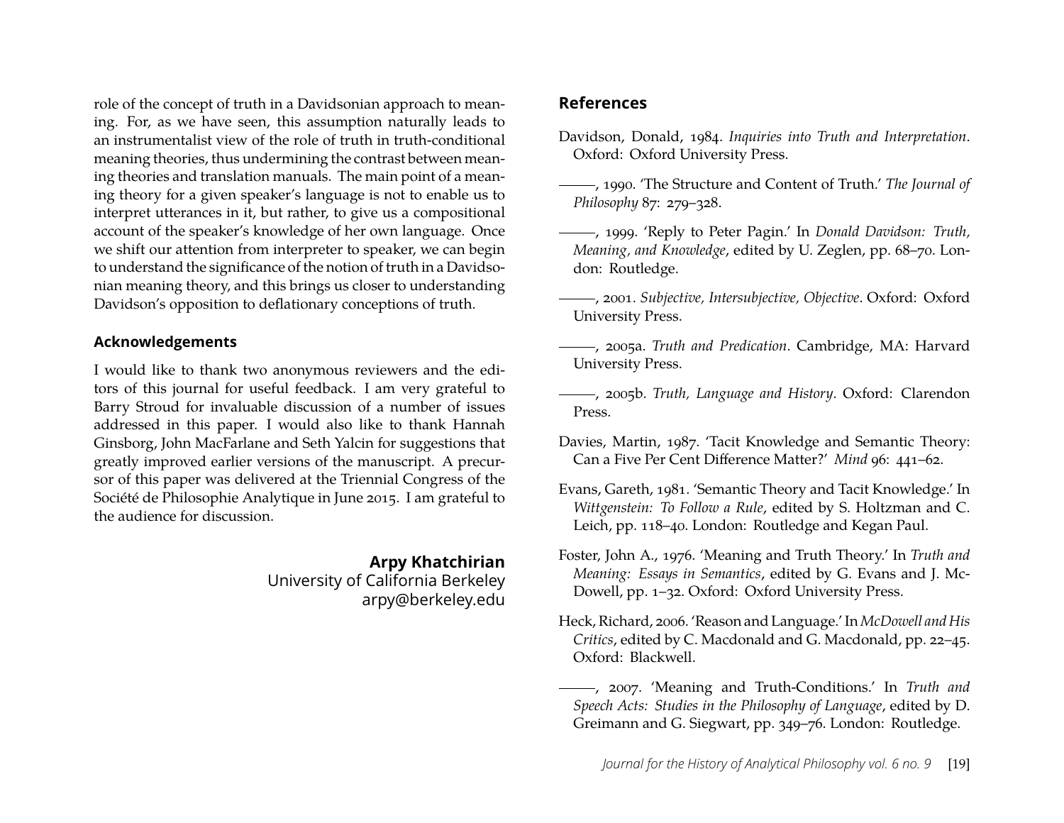role of the concept of truth in a Davidsonian approach to meaning. For, as we have seen, this assumption naturally leads to an instrumentalist view of the role of truth in truth-conditional meaning theories, thus undermining the contrast between meaning theories and translation manuals. The main point of a meaning theory for a given speaker's language is not to enable us to interpret utterances in it, but rather, to give us a compositional account of the speaker's knowledge of her own language. Once we shift our attention from interpreter to speaker, we can begin to understand the significance of the notion of truth in a Davidsonian meaning theory, and this brings us closer to understanding Davidson's opposition to deflationary conceptions of truth.

### Acknowledgements

I would like to thank two anonymous reviewers and the editors of this journal for useful feedback. I am very grateful to Barry Stroud for invaluable discussion of a number of issues addressed in this paper. I would also like to thank Hannah Ginsborg, John MacFarlane and Seth Yalcin for suggestions that greatly improved earlier versions of the manuscript. A precursor of this paper was delivered at the Triennial Congress of the Société de Philosophie Analytique in June 2015. I am grateful to the audience for discussion.

**Arpy Khatchirian**
University of California Berkeley
arpy@berkeley.edu

## References

Davidson, Donald, 1984. *Inquiries into Truth and Interpretation*. Oxford: Oxford University Press.

———, 1990. 'The Structure and Content of Truth.' *The Journal of Philosophy* 87: 279–328.

———, 1999. 'Reply to Peter Pagin.' In *Donald Davidson: Truth, Meaning, and Knowledge*, edited by U. Zeglen, pp. 68–70. London: Routledge.

———, 2001. *Subjective, Intersubjective, Objective*. Oxford: Oxford University Press.

———, 2005a. *Truth and Predication*. Cambridge, MA: Harvard University Press.

———, 2005b. *Truth, Language and History*. Oxford: Clarendon Press.

Davies, Martin, 1987. 'Tacit Knowledge and Semantic Theory: Can a Five Per Cent Difference Matter?' *Mind* 96: 441–62.

Evans, Gareth, 1981. 'Semantic Theory and Tacit Knowledge.' In *Wittgenstein: To Follow a Rule*, edited by S. Holtzman and C. Leich, pp. 118–40. London: Routledge and Kegan Paul.

Foster, John A., 1976. 'Meaning and Truth Theory.' In *Truth and Meaning: Essays in Semantics*, edited by G. Evans and J. McDowell, pp. 1–32. Oxford: Oxford University Press.

Heck, Richard, 2006. 'Reason and Language.' In *McDowell and His Critics*, edited by C. Macdonald and G. Macdonald, pp. 22–45. Oxford: Blackwell.

———, 2007. 'Meaning and Truth-Conditions.' In *Truth and Speech Acts: Studies in the Philosophy of Language*, edited by D. Greimann and G. Siegwart, pp. 349–76. London: Routledge.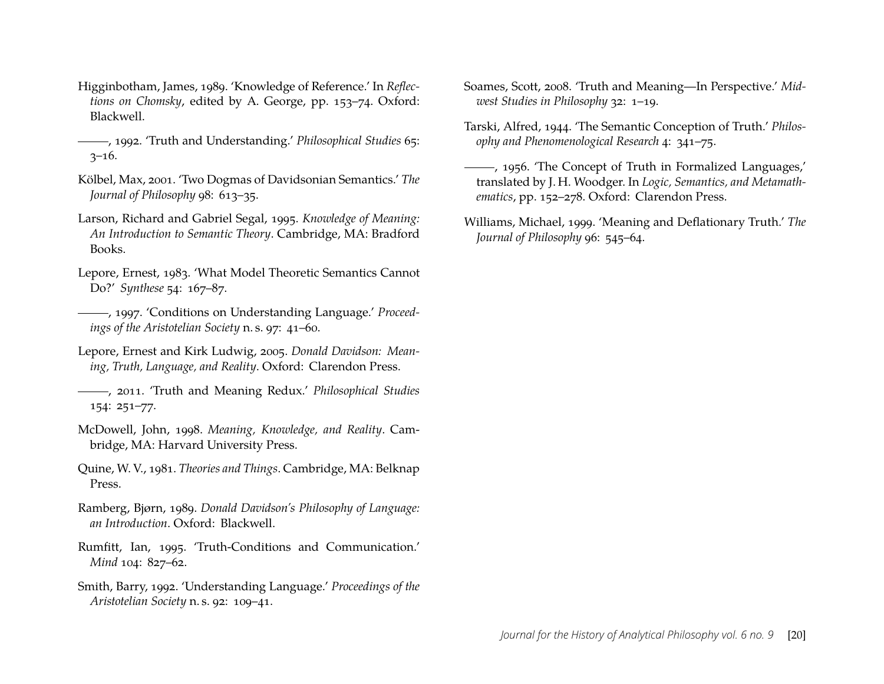Higginbotham, James, 1989. 'Knowledge of Reference.' In *Reflections on Chomsky*, edited by A. George, pp. 153–74. Oxford: Blackwell.

———, 1992. 'Truth and Understanding.' *Philosophical Studies* 65: 3–16.

Kölbel, Max, 2001. 'Two Dogmas of Davidsonian Semantics.' *The Journal of Philosophy* 98: 613–35.

Larson, Richard and Gabriel Segal, 1995. *Knowledge of Meaning: An Introduction to Semantic Theory*. Cambridge, MA: Bradford Books.

Lepore, Ernest, 1983. 'What Model Theoretic Semantics Cannot Do?' *Synthese* 54: 167–87.

———, 1997. 'Conditions on Understanding Language.' *Proceedings of the Aristotelian Society* n. s. 97: 41–60.

Lepore, Ernest and Kirk Ludwig, 2005. *Donald Davidson: Meaning, Truth, Language, and Reality*. Oxford: Clarendon Press.

———, 2011. 'Truth and Meaning Redux.' *Philosophical Studies* 154: 251–77.

McDowell, John, 1998. *Meaning, Knowledge, and Reality*. Cambridge, MA: Harvard University Press.

Quine, W. V., 1981. *Theories and Things*. Cambridge, MA: Belknap Press.

Ramberg, Bjørn, 1989. *Donald Davidson's Philosophy of Language: an Introduction*. Oxford: Blackwell.

Rumfitt, Ian, 1995. 'Truth-Conditions and Communication.' *Mind* 104: 827–62.

Smith, Barry, 1992. 'Understanding Language.' *Proceedings of the Aristotelian Society* n. s. 92: 109–41.

Soames, Scott, 2008. 'Truth and Meaning—In Perspective.' *Midwest Studies in Philosophy* 32: 1–19.

Tarski, Alfred, 1944. 'The Semantic Conception of Truth.' *Philosophy and Phenomenological Research* 4: 341–75.

———, 1956. 'The Concept of Truth in Formalized Languages,' translated by J. H. Woodger. In *Logic, Semantics, and Metamathematics*, pp. 152–278. Oxford: Clarendon Press.

Williams, Michael, 1999. 'Meaning and Deflationary Truth.' *The Journal of Philosophy* 96: 545–64.